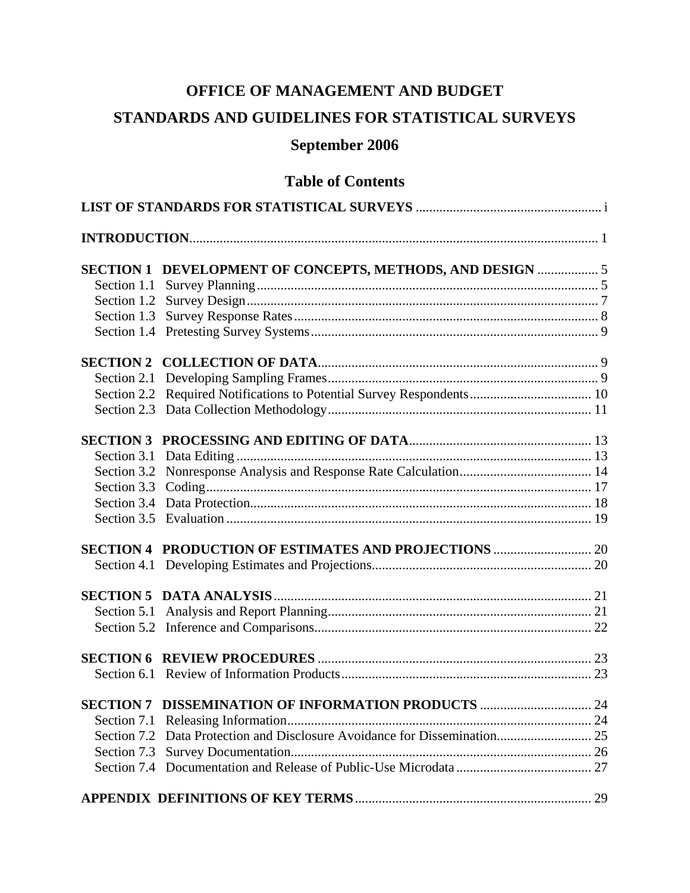# OFFICE OF MANAGEMENT AND BUDGET

# STANDARDS AND GUIDELINES FOR STATISTICAL SURVEYS

## September 2006

## Table of Contents

**LIST OF STANDARDS FOR STATISTICAL SURVEYS** ....... i

**INTRODUCTION** ....... 1

**SECTION 1 DEVELOPMENT OF CONCEPTS, METHODS, AND DESIGN** ....... 5
- Section 1.1 Survey Planning ....... 5
- Section 1.2 Survey Design ....... 7
- Section 1.3 Survey Response Rates ....... 8
- Section 1.4 Pretesting Survey Systems ....... 9

**SECTION 2 COLLECTION OF DATA** ....... 9
- Section 2.1 Developing Sampling Frames ....... 9
- Section 2.2 Required Notifications to Potential Survey Respondents ....... 10
- Section 2.3 Data Collection Methodology ....... 11

**SECTION 3 PROCESSING AND EDITING OF DATA** ....... 13
- Section 3.1 Data Editing ....... 13
- Section 3.2 Nonresponse Analysis and Response Rate Calculation ....... 14
- Section 3.3 Coding ....... 17
- Section 3.4 Data Protection ....... 18
- Section 3.5 Evaluation ....... 19

**SECTION 4 PRODUCTION OF ESTIMATES AND PROJECTIONS** ....... 20
- Section 4.1 Developing Estimates and Projections ....... 20

**SECTION 5 DATA ANALYSIS** ....... 21
- Section 5.1 Analysis and Report Planning ....... 21
- Section 5.2 Inference and Comparisons ....... 22

**SECTION 6 REVIEW PROCEDURES** ....... 23
- Section 6.1 Review of Information Products ....... 23

**SECTION 7 DISSEMINATION OF INFORMATION PRODUCTS** ....... 24
- Section 7.1 Releasing Information ....... 24
- Section 7.2 Data Protection and Disclosure Avoidance for Dissemination ....... 25
- Section 7.3 Survey Documentation ....... 26
- Section 7.4 Documentation and Release of Public-Use Microdata ....... 27

**APPENDIX DEFINITIONS OF KEY TERMS** ....... 29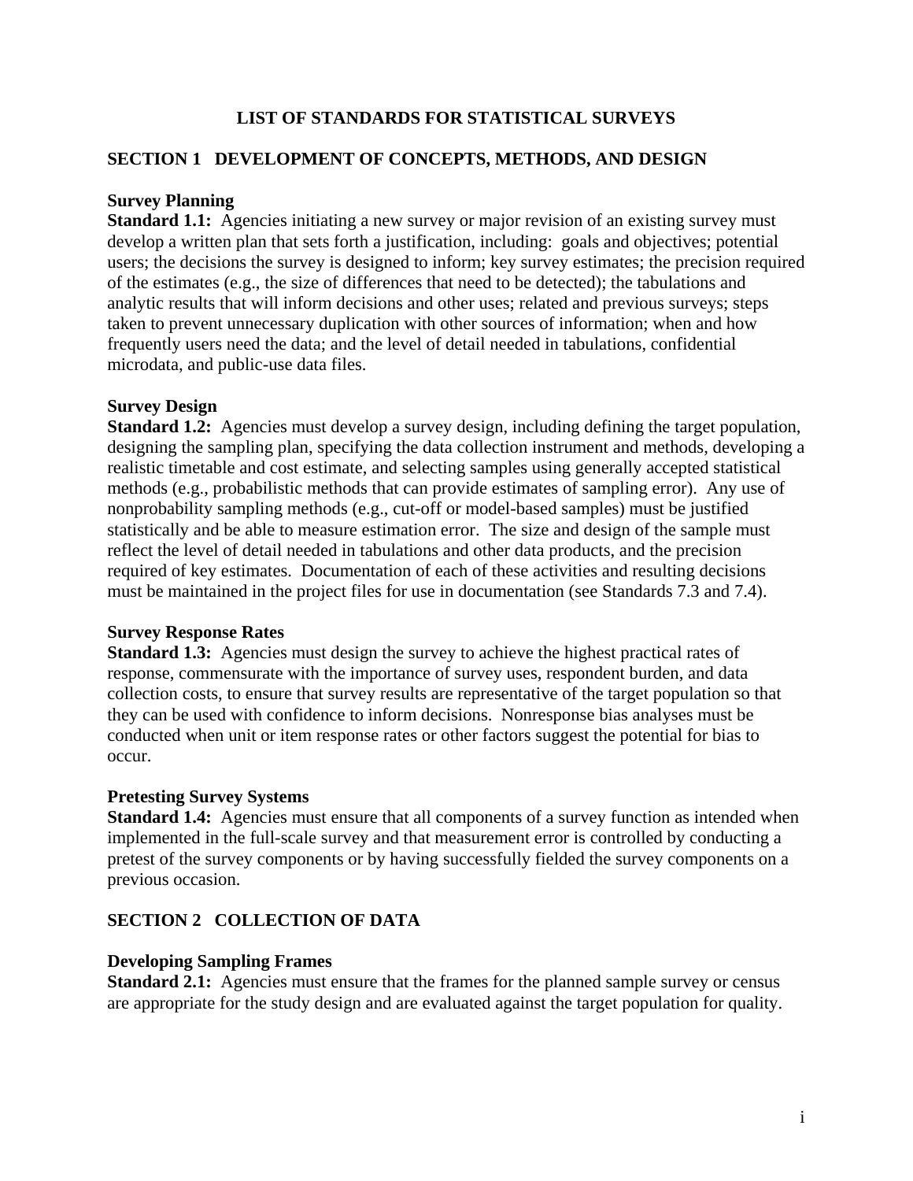# LIST OF STANDARDS FOR STATISTICAL SURVEYS

## SECTION 1 DEVELOPMENT OF CONCEPTS, METHODS, AND DESIGN

**Survey Planning**

**Standard 1.1:** Agencies initiating a new survey or major revision of an existing survey must develop a written plan that sets forth a justification, including: goals and objectives; potential users; the decisions the survey is designed to inform; key survey estimates; the precision required of the estimates (e.g., the size of differences that need to be detected); the tabulations and analytic results that will inform decisions and other uses; related and previous surveys; steps taken to prevent unnecessary duplication with other sources of information; when and how frequently users need the data; and the level of detail needed in tabulations, confidential microdata, and public-use data files.

**Survey Design**

**Standard 1.2:** Agencies must develop a survey design, including defining the target population, designing the sampling plan, specifying the data collection instrument and methods, developing a realistic timetable and cost estimate, and selecting samples using generally accepted statistical methods (e.g., probabilistic methods that can provide estimates of sampling error). Any use of nonprobability sampling methods (e.g., cut-off or model-based samples) must be justified statistically and be able to measure estimation error. The size and design of the sample must reflect the level of detail needed in tabulations and other data products, and the precision required of key estimates. Documentation of each of these activities and resulting decisions must be maintained in the project files for use in documentation (see Standards 7.3 and 7.4).

**Survey Response Rates**

**Standard 1.3:** Agencies must design the survey to achieve the highest practical rates of response, commensurate with the importance of survey uses, respondent burden, and data collection costs, to ensure that survey results are representative of the target population so that they can be used with confidence to inform decisions. Nonresponse bias analyses must be conducted when unit or item response rates or other factors suggest the potential for bias to occur.

**Pretesting Survey Systems**

**Standard 1.4:** Agencies must ensure that all components of a survey function as intended when implemented in the full-scale survey and that measurement error is controlled by conducting a pretest of the survey components or by having successfully fielded the survey components on a previous occasion.

## SECTION 2 COLLECTION OF DATA

**Developing Sampling Frames**

**Standard 2.1:** Agencies must ensure that the frames for the planned sample survey or census are appropriate for the study design and are evaluated against the target population for quality.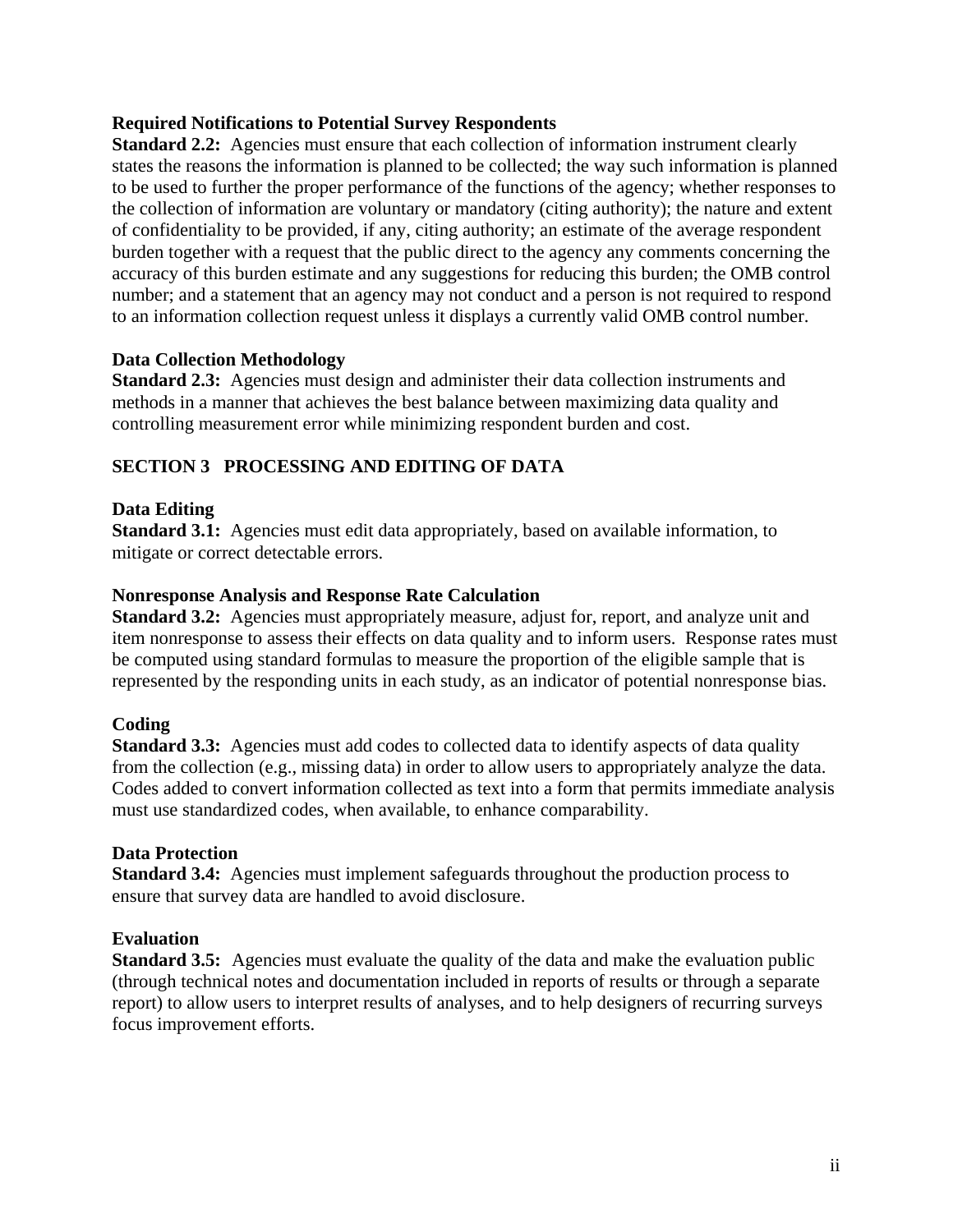**Required Notifications to Potential Survey Respondents**

**Standard 2.2:** Agencies must ensure that each collection of information instrument clearly states the reasons the information is planned to be collected; the way such information is planned to be used to further the proper performance of the functions of the agency; whether responses to the collection of information are voluntary or mandatory (citing authority); the nature and extent of confidentiality to be provided, if any, citing authority; an estimate of the average respondent burden together with a request that the public direct to the agency any comments concerning the accuracy of this burden estimate and any suggestions for reducing this burden; the OMB control number; and a statement that an agency may not conduct and a person is not required to respond to an information collection request unless it displays a currently valid OMB control number.

**Data Collection Methodology**

**Standard 2.3:** Agencies must design and administer their data collection instruments and methods in a manner that achieves the best balance between maximizing data quality and controlling measurement error while minimizing respondent burden and cost.

## SECTION 3 PROCESSING AND EDITING OF DATA

**Data Editing**

**Standard 3.1:** Agencies must edit data appropriately, based on available information, to mitigate or correct detectable errors.

**Nonresponse Analysis and Response Rate Calculation**

**Standard 3.2:** Agencies must appropriately measure, adjust for, report, and analyze unit and item nonresponse to assess their effects on data quality and to inform users. Response rates must be computed using standard formulas to measure the proportion of the eligible sample that is represented by the responding units in each study, as an indicator of potential nonresponse bias.

**Coding**

**Standard 3.3:** Agencies must add codes to collected data to identify aspects of data quality from the collection (e.g., missing data) in order to allow users to appropriately analyze the data. Codes added to convert information collected as text into a form that permits immediate analysis must use standardized codes, when available, to enhance comparability.

**Data Protection**

**Standard 3.4:** Agencies must implement safeguards throughout the production process to ensure that survey data are handled to avoid disclosure.

**Evaluation**

**Standard 3.5:** Agencies must evaluate the quality of the data and make the evaluation public (through technical notes and documentation included in reports of results or through a separate report) to allow users to interpret results of analyses, and to help designers of recurring surveys focus improvement efforts.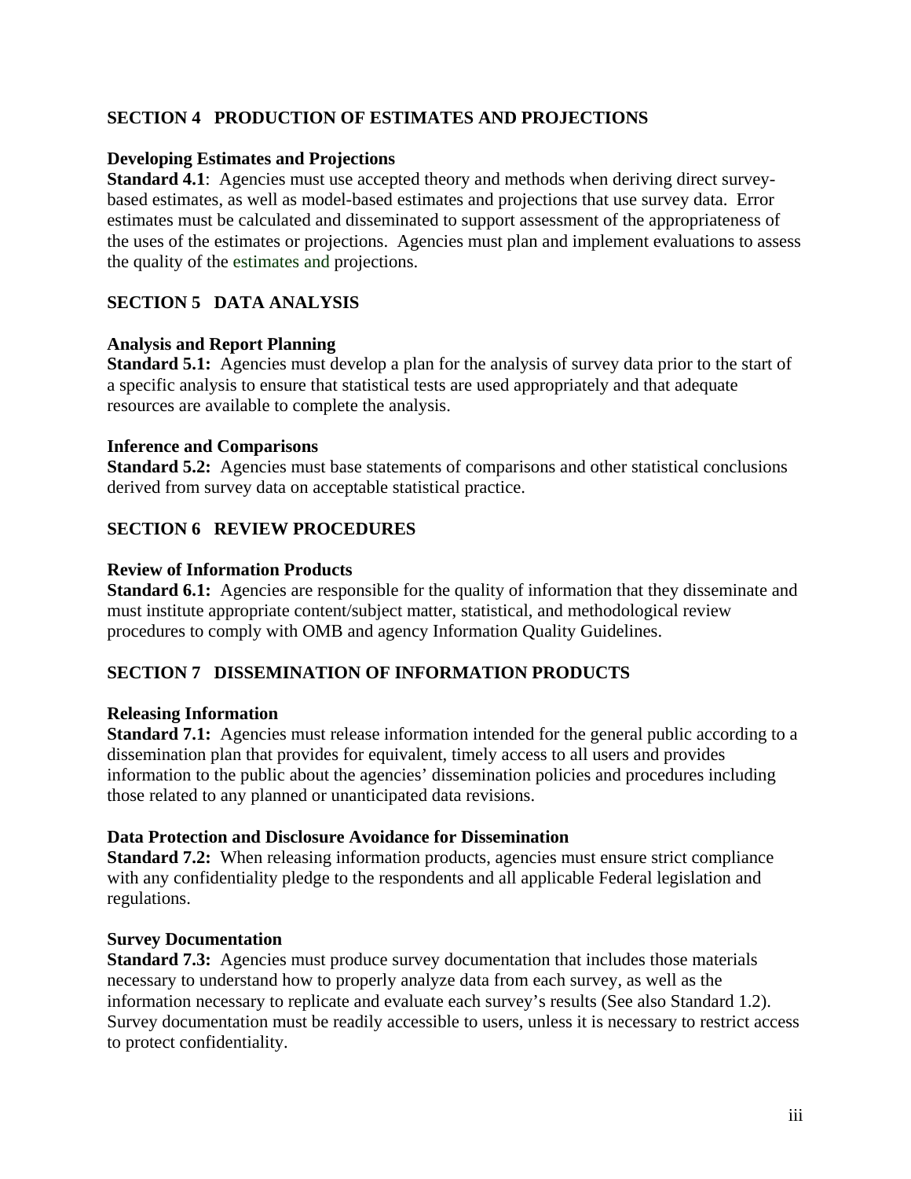## SECTION 4 PRODUCTION OF ESTIMATES AND PROJECTIONS

**Developing Estimates and Projections**

**Standard 4.1**: Agencies must use accepted theory and methods when deriving direct survey-based estimates, as well as model-based estimates and projections that use survey data. Error estimates must be calculated and disseminated to support assessment of the appropriateness of the uses of the estimates or projections. Agencies must plan and implement evaluations to assess the quality of the estimates and projections.

## SECTION 5 DATA ANALYSIS

**Analysis and Report Planning**

**Standard 5.1:** Agencies must develop a plan for the analysis of survey data prior to the start of a specific analysis to ensure that statistical tests are used appropriately and that adequate resources are available to complete the analysis.

**Inference and Comparisons**

**Standard 5.2:** Agencies must base statements of comparisons and other statistical conclusions derived from survey data on acceptable statistical practice.

## SECTION 6 REVIEW PROCEDURES

**Review of Information Products**

**Standard 6.1:** Agencies are responsible for the quality of information that they disseminate and must institute appropriate content/subject matter, statistical, and methodological review procedures to comply with OMB and agency Information Quality Guidelines.

## SECTION 7 DISSEMINATION OF INFORMATION PRODUCTS

**Releasing Information**

**Standard 7.1:** Agencies must release information intended for the general public according to a dissemination plan that provides for equivalent, timely access to all users and provides information to the public about the agencies' dissemination policies and procedures including those related to any planned or unanticipated data revisions.

**Data Protection and Disclosure Avoidance for Dissemination**

**Standard 7.2:** When releasing information products, agencies must ensure strict compliance with any confidentiality pledge to the respondents and all applicable Federal legislation and regulations.

**Survey Documentation**

**Standard 7.3:** Agencies must produce survey documentation that includes those materials necessary to understand how to properly analyze data from each survey, as well as the information necessary to replicate and evaluate each survey's results (See also Standard 1.2). Survey documentation must be readily accessible to users, unless it is necessary to restrict access to protect confidentiality.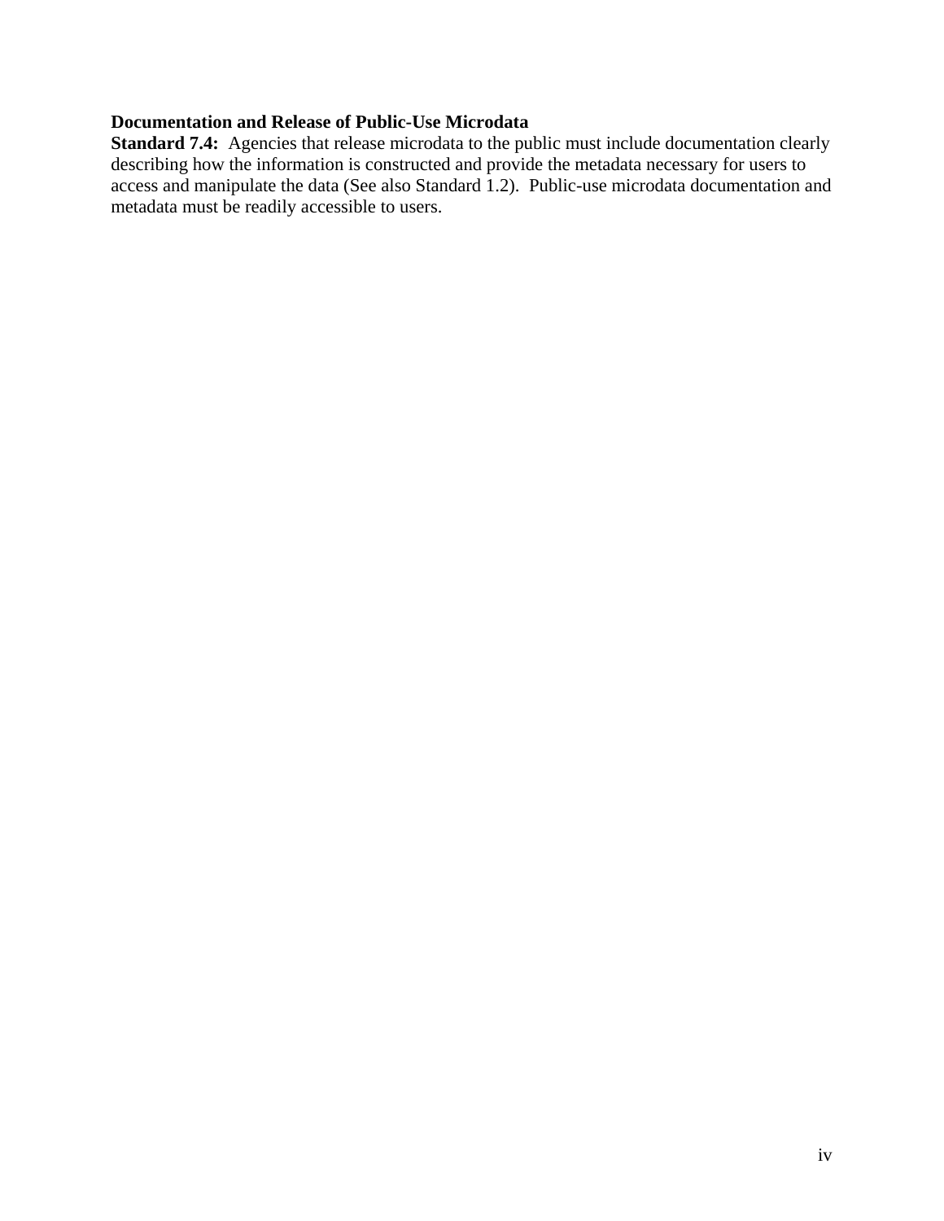**Documentation and Release of Public-Use Microdata**

**Standard 7.4:** Agencies that release microdata to the public must include documentation clearly describing how the information is constructed and provide the metadata necessary for users to access and manipulate the data (See also Standard 1.2). Public-use microdata documentation and metadata must be readily accessible to users.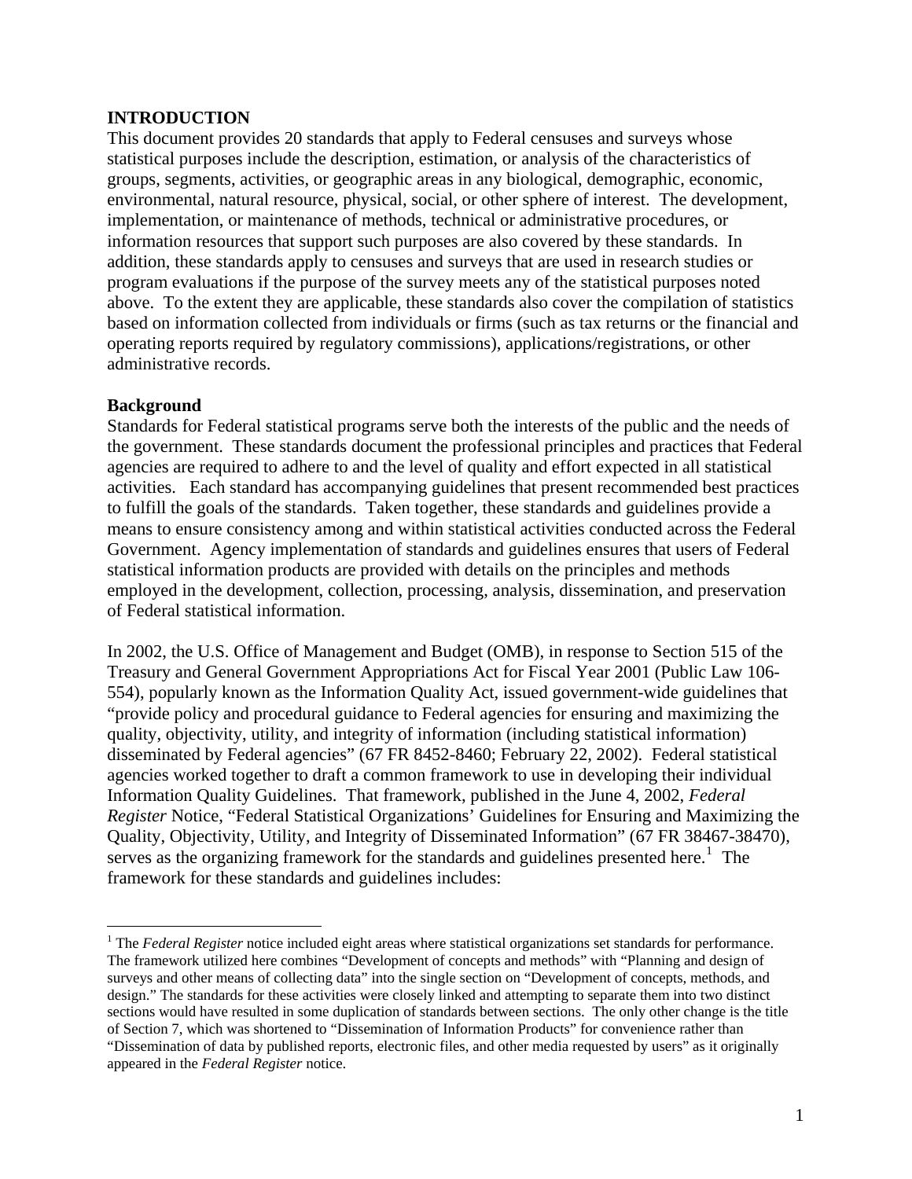## INTRODUCTION

This document provides 20 standards that apply to Federal censuses and surveys whose statistical purposes include the description, estimation, or analysis of the characteristics of groups, segments, activities, or geographic areas in any biological, demographic, economic, environmental, natural resource, physical, social, or other sphere of interest. The development, implementation, or maintenance of methods, technical or administrative procedures, or information resources that support such purposes are also covered by these standards. In addition, these standards apply to censuses and surveys that are used in research studies or program evaluations if the purpose of the survey meets any of the statistical purposes noted above. To the extent they are applicable, these standards also cover the compilation of statistics based on information collected from individuals or firms (such as tax returns or the financial and operating reports required by regulatory commissions), applications/registrations, or other administrative records.

### Background

Standards for Federal statistical programs serve both the interests of the public and the needs of the government. These standards document the professional principles and practices that Federal agencies are required to adhere to and the level of quality and effort expected in all statistical activities. Each standard has accompanying guidelines that present recommended best practices to fulfill the goals of the standards. Taken together, these standards and guidelines provide a means to ensure consistency among and within statistical activities conducted across the Federal Government. Agency implementation of standards and guidelines ensures that users of Federal statistical information products are provided with details on the principles and methods employed in the development, collection, processing, analysis, dissemination, and preservation of Federal statistical information.

In 2002, the U.S. Office of Management and Budget (OMB), in response to Section 515 of the Treasury and General Government Appropriations Act for Fiscal Year 2001 (Public Law 106-554), popularly known as the Information Quality Act, issued government-wide guidelines that "provide policy and procedural guidance to Federal agencies for ensuring and maximizing the quality, objectivity, utility, and integrity of information (including statistical information) disseminated by Federal agencies" (67 FR 8452-8460; February 22, 2002). Federal statistical agencies worked together to draft a common framework to use in developing their individual Information Quality Guidelines. That framework, published in the June 4, 2002, *Federal Register* Notice, "Federal Statistical Organizations' Guidelines for Ensuring and Maximizing the Quality, Objectivity, Utility, and Integrity of Disseminated Information" (67 FR 38467-38470), serves as the organizing framework for the standards and guidelines presented here.[1] The framework for these standards and guidelines includes:

---

[1] The *Federal Register* notice included eight areas where statistical organizations set standards for performance. The framework utilized here combines "Development of concepts and methods" with "Planning and design of surveys and other means of collecting data" into the single section on "Development of concepts, methods, and design." The standards for these activities were closely linked and attempting to separate them into two distinct sections would have resulted in some duplication of standards between sections. The only other change is the title of Section 7, which was shortened to "Dissemination of Information Products" for convenience rather than "Dissemination of data by published reports, electronic files, and other media requested by users" as it originally appeared in the *Federal Register* notice.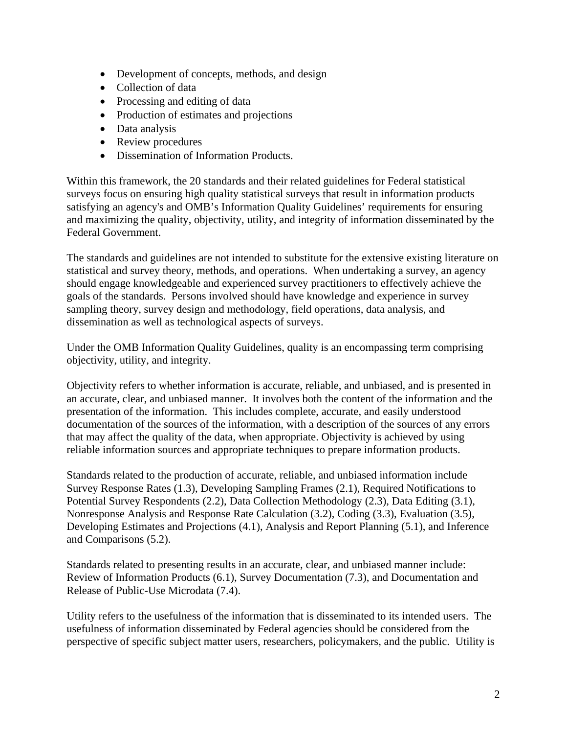- Development of concepts, methods, and design
- Collection of data
- Processing and editing of data
- Production of estimates and projections
- Data analysis
- Review procedures
- Dissemination of Information Products.

Within this framework, the 20 standards and their related guidelines for Federal statistical surveys focus on ensuring high quality statistical surveys that result in information products satisfying an agency's and OMB's Information Quality Guidelines' requirements for ensuring and maximizing the quality, objectivity, utility, and integrity of information disseminated by the Federal Government.

The standards and guidelines are not intended to substitute for the extensive existing literature on statistical and survey theory, methods, and operations. When undertaking a survey, an agency should engage knowledgeable and experienced survey practitioners to effectively achieve the goals of the standards. Persons involved should have knowledge and experience in survey sampling theory, survey design and methodology, field operations, data analysis, and dissemination as well as technological aspects of surveys.

Under the OMB Information Quality Guidelines, quality is an encompassing term comprising objectivity, utility, and integrity.

Objectivity refers to whether information is accurate, reliable, and unbiased, and is presented in an accurate, clear, and unbiased manner. It involves both the content of the information and the presentation of the information. This includes complete, accurate, and easily understood documentation of the sources of the information, with a description of the sources of any errors that may affect the quality of the data, when appropriate. Objectivity is achieved by using reliable information sources and appropriate techniques to prepare information products.

Standards related to the production of accurate, reliable, and unbiased information include Survey Response Rates (1.3), Developing Sampling Frames (2.1), Required Notifications to Potential Survey Respondents (2.2), Data Collection Methodology (2.3), Data Editing (3.1), Nonresponse Analysis and Response Rate Calculation (3.2), Coding (3.3), Evaluation (3.5), Developing Estimates and Projections (4.1), Analysis and Report Planning (5.1), and Inference and Comparisons (5.2).

Standards related to presenting results in an accurate, clear, and unbiased manner include: Review of Information Products (6.1), Survey Documentation (7.3), and Documentation and Release of Public-Use Microdata (7.4).

Utility refers to the usefulness of the information that is disseminated to its intended users. The usefulness of information disseminated by Federal agencies should be considered from the perspective of specific subject matter users, researchers, policymakers, and the public. Utility is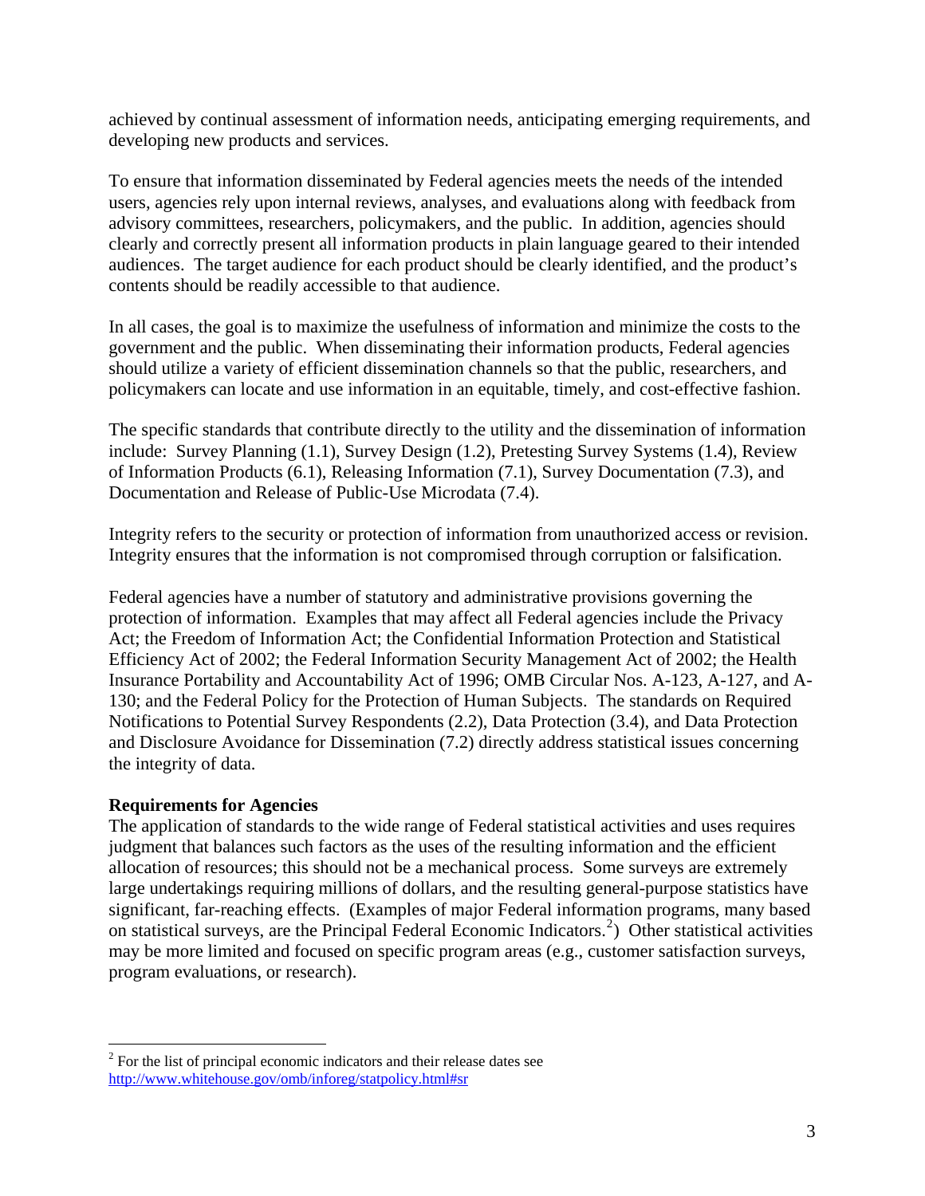achieved by continual assessment of information needs, anticipating emerging requirements, and developing new products and services.

To ensure that information disseminated by Federal agencies meets the needs of the intended users, agencies rely upon internal reviews, analyses, and evaluations along with feedback from advisory committees, researchers, policymakers, and the public. In addition, agencies should clearly and correctly present all information products in plain language geared to their intended audiences. The target audience for each product should be clearly identified, and the product's contents should be readily accessible to that audience.

In all cases, the goal is to maximize the usefulness of information and minimize the costs to the government and the public. When disseminating their information products, Federal agencies should utilize a variety of efficient dissemination channels so that the public, researchers, and policymakers can locate and use information in an equitable, timely, and cost-effective fashion.

The specific standards that contribute directly to the utility and the dissemination of information include: Survey Planning (1.1), Survey Design (1.2), Pretesting Survey Systems (1.4), Review of Information Products (6.1), Releasing Information (7.1), Survey Documentation (7.3), and Documentation and Release of Public-Use Microdata (7.4).

Integrity refers to the security or protection of information from unauthorized access or revision. Integrity ensures that the information is not compromised through corruption or falsification.

Federal agencies have a number of statutory and administrative provisions governing the protection of information. Examples that may affect all Federal agencies include the Privacy Act; the Freedom of Information Act; the Confidential Information Protection and Statistical Efficiency Act of 2002; the Federal Information Security Management Act of 2002; the Health Insurance Portability and Accountability Act of 1996; OMB Circular Nos. A-123, A-127, and A-130; and the Federal Policy for the Protection of Human Subjects. The standards on Required Notifications to Potential Survey Respondents (2.2), Data Protection (3.4), and Data Protection and Disclosure Avoidance for Dissemination (7.2) directly address statistical issues concerning the integrity of data.

**Requirements for Agencies**

The application of standards to the wide range of Federal statistical activities and uses requires judgment that balances such factors as the uses of the resulting information and the efficient allocation of resources; this should not be a mechanical process. Some surveys are extremely large undertakings requiring millions of dollars, and the resulting general-purpose statistics have significant, far-reaching effects. (Examples of major Federal information programs, many based on statistical surveys, are the Principal Federal Economic Indicators.[2]) Other statistical activities may be more limited and focused on specific program areas (e.g., customer satisfaction surveys, program evaluations, or research).

---

[2] For the list of principal economic indicators and their release dates see http://www.whitehouse.gov/omb/inforeg/statpolicy.html#sr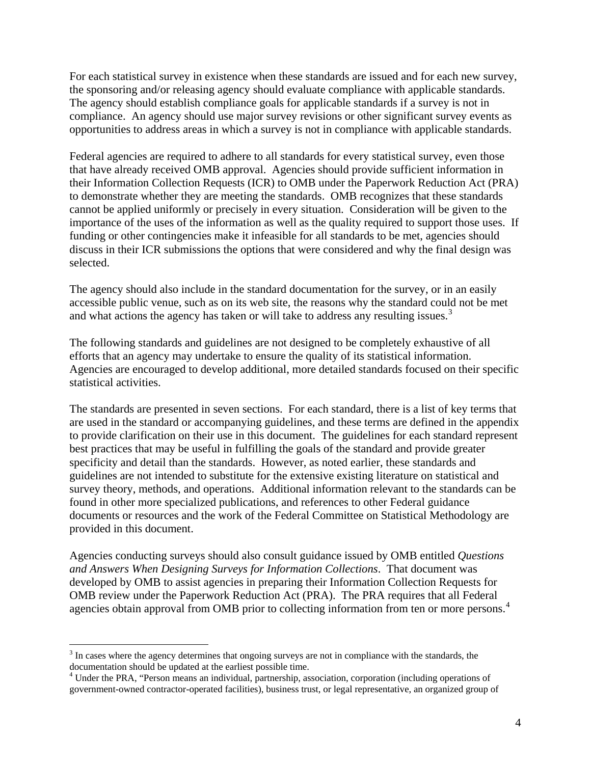For each statistical survey in existence when these standards are issued and for each new survey, the sponsoring and/or releasing agency should evaluate compliance with applicable standards. The agency should establish compliance goals for applicable standards if a survey is not in compliance. An agency should use major survey revisions or other significant survey events as opportunities to address areas in which a survey is not in compliance with applicable standards.

Federal agencies are required to adhere to all standards for every statistical survey, even those that have already received OMB approval. Agencies should provide sufficient information in their Information Collection Requests (ICR) to OMB under the Paperwork Reduction Act (PRA) to demonstrate whether they are meeting the standards. OMB recognizes that these standards cannot be applied uniformly or precisely in every situation. Consideration will be given to the importance of the uses of the information as well as the quality required to support those uses. If funding or other contingencies make it infeasible for all standards to be met, agencies should discuss in their ICR submissions the options that were considered and why the final design was selected.

The agency should also include in the standard documentation for the survey, or in an easily accessible public venue, such as on its web site, the reasons why the standard could not be met and what actions the agency has taken or will take to address any resulting issues.[3]

The following standards and guidelines are not designed to be completely exhaustive of all efforts that an agency may undertake to ensure the quality of its statistical information. Agencies are encouraged to develop additional, more detailed standards focused on their specific statistical activities.

The standards are presented in seven sections. For each standard, there is a list of key terms that are used in the standard or accompanying guidelines, and these terms are defined in the appendix to provide clarification on their use in this document. The guidelines for each standard represent best practices that may be useful in fulfilling the goals of the standard and provide greater specificity and detail than the standards. However, as noted earlier, these standards and guidelines are not intended to substitute for the extensive existing literature on statistical and survey theory, methods, and operations. Additional information relevant to the standards can be found in other more specialized publications, and references to other Federal guidance documents or resources and the work of the Federal Committee on Statistical Methodology are provided in this document.

Agencies conducting surveys should also consult guidance issued by OMB entitled *Questions and Answers When Designing Surveys for Information Collections*. That document was developed by OMB to assist agencies in preparing their Information Collection Requests for OMB review under the Paperwork Reduction Act (PRA). The PRA requires that all Federal agencies obtain approval from OMB prior to collecting information from ten or more persons.[4]

---

[3] In cases where the agency determines that ongoing surveys are not in compliance with the standards, the documentation should be updated at the earliest possible time.

[4] Under the PRA, "Person means an individual, partnership, association, corporation (including operations of government-owned contractor-operated facilities), business trust, or legal representative, an organized group of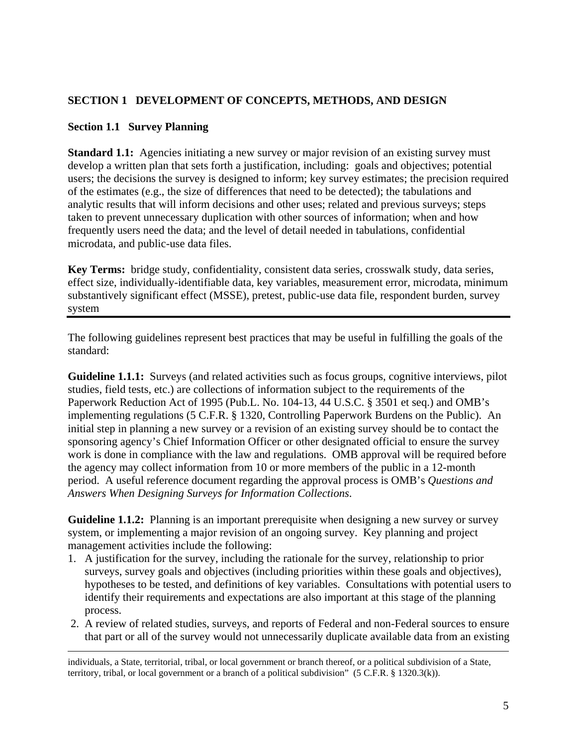# SECTION 1 DEVELOPMENT OF CONCEPTS, METHODS, AND DESIGN

## Section 1.1 Survey Planning

**Standard 1.1:** Agencies initiating a new survey or major revision of an existing survey must develop a written plan that sets forth a justification, including: goals and objectives; potential users; the decisions the survey is designed to inform; key survey estimates; the precision required of the estimates (e.g., the size of differences that need to be detected); the tabulations and analytic results that will inform decisions and other uses; related and previous surveys; steps taken to prevent unnecessary duplication with other sources of information; when and how frequently users need the data; and the level of detail needed in tabulations, confidential microdata, and public-use data files.

**Key Terms:** bridge study, confidentiality, consistent data series, crosswalk study, data series, effect size, individually-identifiable data, key variables, measurement error, microdata, minimum substantively significant effect (MSSE), pretest, public-use data file, respondent burden, survey system

---

The following guidelines represent best practices that may be useful in fulfilling the goals of the standard:

**Guideline 1.1.1:** Surveys (and related activities such as focus groups, cognitive interviews, pilot studies, field tests, etc.) are collections of information subject to the requirements of the Paperwork Reduction Act of 1995 (Pub.L. No. 104-13, 44 U.S.C. § 3501 et seq.) and OMB's implementing regulations (5 C.F.R. § 1320, Controlling Paperwork Burdens on the Public). An initial step in planning a new survey or a revision of an existing survey should be to contact the sponsoring agency's Chief Information Officer or other designated official to ensure the survey work is done in compliance with the law and regulations. OMB approval will be required before the agency may collect information from 10 or more members of the public in a 12-month period. A useful reference document regarding the approval process is OMB's *Questions and Answers When Designing Surveys for Information Collections*.

**Guideline 1.1.2:** Planning is an important prerequisite when designing a new survey or survey system, or implementing a major revision of an ongoing survey. Key planning and project management activities include the following:

1. A justification for the survey, including the rationale for the survey, relationship to prior surveys, survey goals and objectives (including priorities within these goals and objectives), hypotheses to be tested, and definitions of key variables. Consultations with potential users to identify their requirements and expectations are also important at this stage of the planning process.
2. A review of related studies, surveys, and reports of Federal and non-Federal sources to ensure that part or all of the survey would not unnecessarily duplicate available data from an existing

---

individuals, a State, territorial, tribal, or local government or branch thereof, or a political subdivision of a State, territory, tribal, or local government or a branch of a political subdivision" (5 C.F.R. § 1320.3(k)).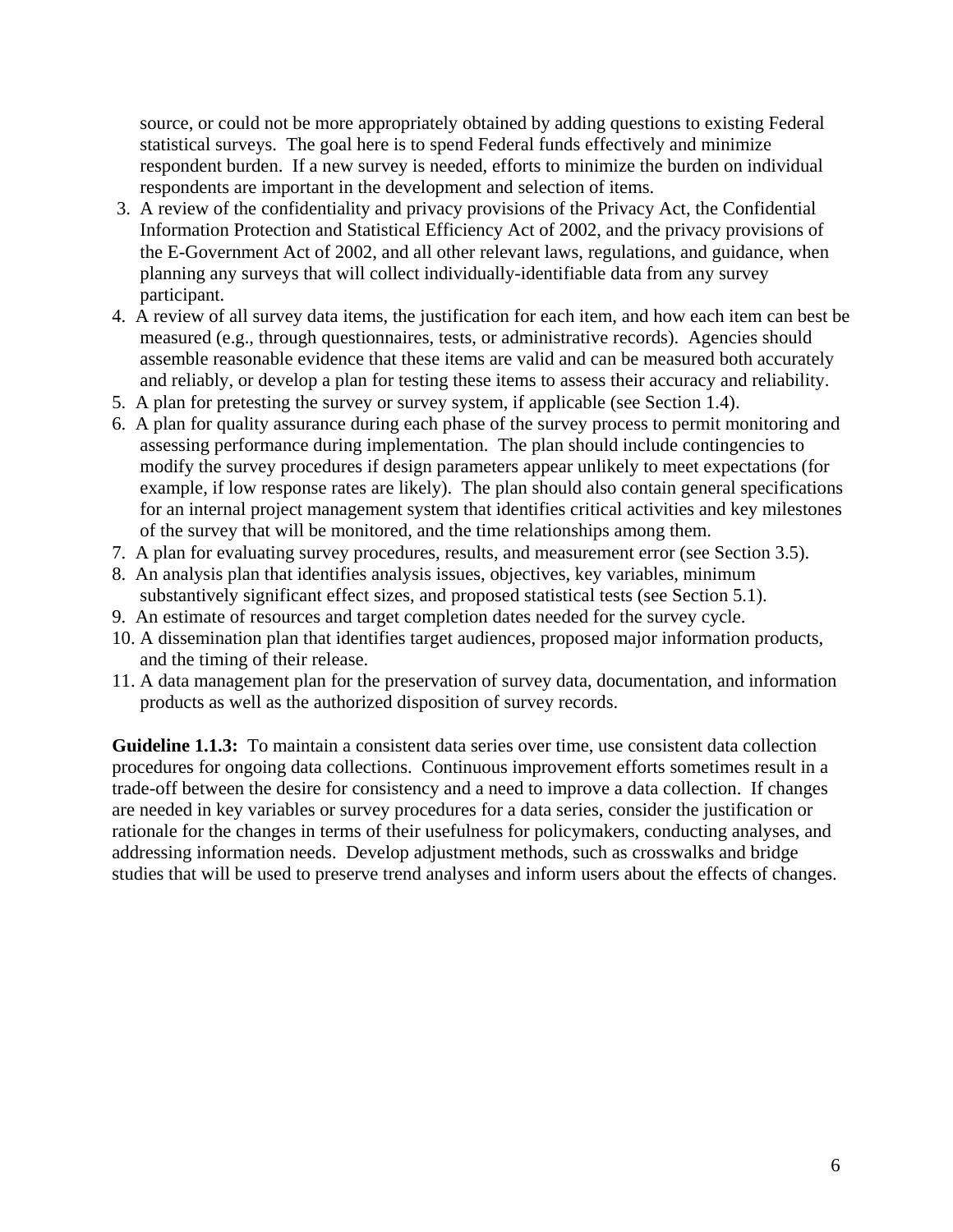source, or could not be more appropriately obtained by adding questions to existing Federal statistical surveys. The goal here is to spend Federal funds effectively and minimize respondent burden. If a new survey is needed, efforts to minimize the burden on individual respondents are important in the development and selection of items.

3. A review of the confidentiality and privacy provisions of the Privacy Act, the Confidential Information Protection and Statistical Efficiency Act of 2002, and the privacy provisions of the E-Government Act of 2002, and all other relevant laws, regulations, and guidance, when planning any surveys that will collect individually-identifiable data from any survey participant.
4. A review of all survey data items, the justification for each item, and how each item can best be measured (e.g., through questionnaires, tests, or administrative records). Agencies should assemble reasonable evidence that these items are valid and can be measured both accurately and reliably, or develop a plan for testing these items to assess their accuracy and reliability.
5. A plan for pretesting the survey or survey system, if applicable (see Section 1.4).
6. A plan for quality assurance during each phase of the survey process to permit monitoring and assessing performance during implementation. The plan should include contingencies to modify the survey procedures if design parameters appear unlikely to meet expectations (for example, if low response rates are likely). The plan should also contain general specifications for an internal project management system that identifies critical activities and key milestones of the survey that will be monitored, and the time relationships among them.
7. A plan for evaluating survey procedures, results, and measurement error (see Section 3.5).
8. An analysis plan that identifies analysis issues, objectives, key variables, minimum substantively significant effect sizes, and proposed statistical tests (see Section 5.1).
9. An estimate of resources and target completion dates needed for the survey cycle.
10. A dissemination plan that identifies target audiences, proposed major information products, and the timing of their release.
11. A data management plan for the preservation of survey data, documentation, and information products as well as the authorized disposition of survey records.

**Guideline 1.1.3:** To maintain a consistent data series over time, use consistent data collection procedures for ongoing data collections. Continuous improvement efforts sometimes result in a trade-off between the desire for consistency and a need to improve a data collection. If changes are needed in key variables or survey procedures for a data series, consider the justification or rationale for the changes in terms of their usefulness for policymakers, conducting analyses, and addressing information needs. Develop adjustment methods, such as crosswalks and bridge studies that will be used to preserve trend analyses and inform users about the effects of changes.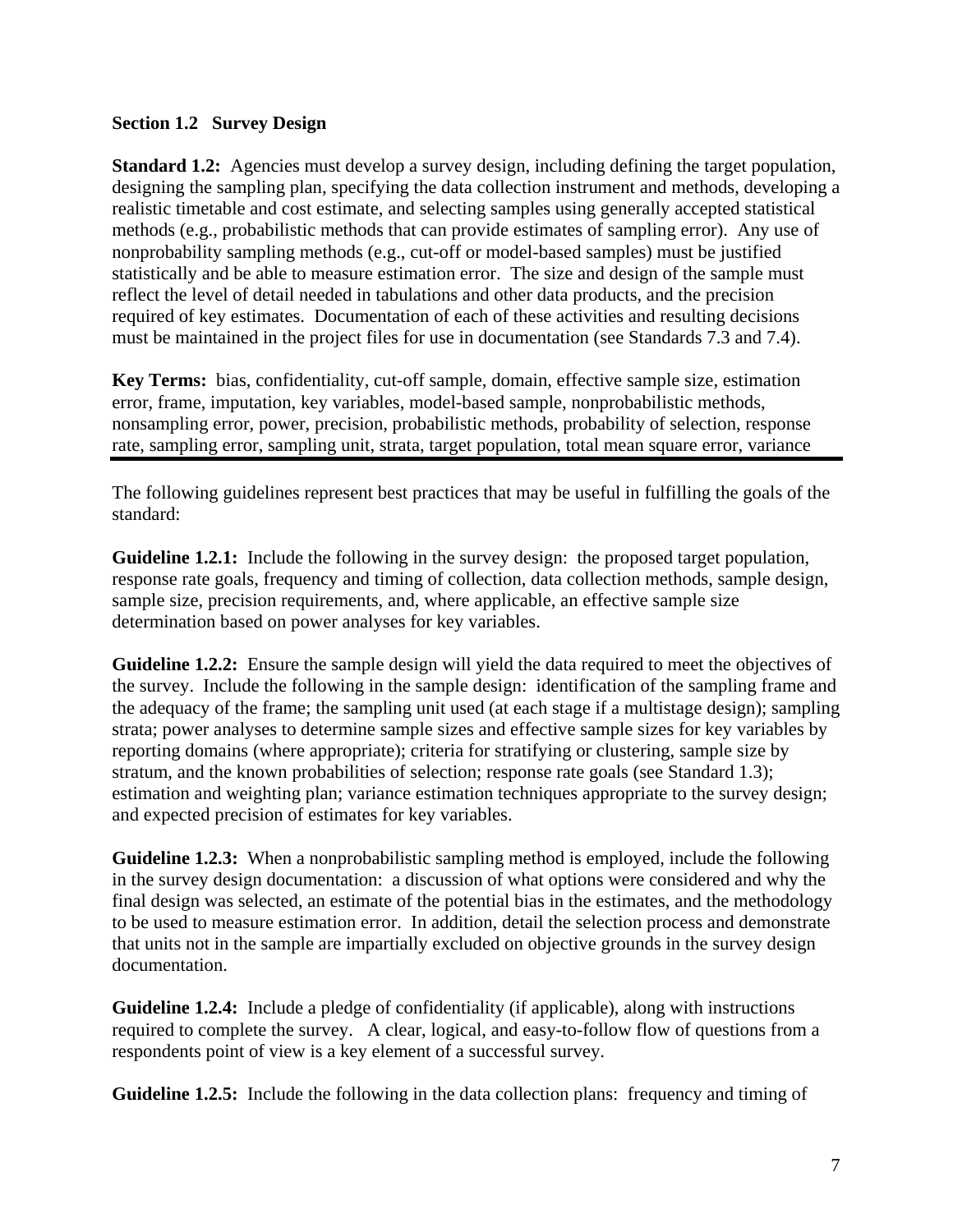## Section 1.2 Survey Design

**Standard 1.2:** Agencies must develop a survey design, including defining the target population, designing the sampling plan, specifying the data collection instrument and methods, developing a realistic timetable and cost estimate, and selecting samples using generally accepted statistical methods (e.g., probabilistic methods that can provide estimates of sampling error). Any use of nonprobability sampling methods (e.g., cut-off or model-based samples) must be justified statistically and be able to measure estimation error. The size and design of the sample must reflect the level of detail needed in tabulations and other data products, and the precision required of key estimates. Documentation of each of these activities and resulting decisions must be maintained in the project files for use in documentation (see Standards 7.3 and 7.4).

**Key Terms:** bias, confidentiality, cut-off sample, domain, effective sample size, estimation error, frame, imputation, key variables, model-based sample, nonprobabilistic methods, nonsampling error, power, precision, probabilistic methods, probability of selection, response rate, sampling error, sampling unit, strata, target population, total mean square error, variance

---

The following guidelines represent best practices that may be useful in fulfilling the goals of the standard:

**Guideline 1.2.1:** Include the following in the survey design: the proposed target population, response rate goals, frequency and timing of collection, data collection methods, sample design, sample size, precision requirements, and, where applicable, an effective sample size determination based on power analyses for key variables.

**Guideline 1.2.2:** Ensure the sample design will yield the data required to meet the objectives of the survey. Include the following in the sample design: identification of the sampling frame and the adequacy of the frame; the sampling unit used (at each stage if a multistage design); sampling strata; power analyses to determine sample sizes and effective sample sizes for key variables by reporting domains (where appropriate); criteria for stratifying or clustering, sample size by stratum, and the known probabilities of selection; response rate goals (see Standard 1.3); estimation and weighting plan; variance estimation techniques appropriate to the survey design; and expected precision of estimates for key variables.

**Guideline 1.2.3:** When a nonprobabilistic sampling method is employed, include the following in the survey design documentation: a discussion of what options were considered and why the final design was selected, an estimate of the potential bias in the estimates, and the methodology to be used to measure estimation error. In addition, detail the selection process and demonstrate that units not in the sample are impartially excluded on objective grounds in the survey design documentation.

**Guideline 1.2.4:** Include a pledge of confidentiality (if applicable), along with instructions required to complete the survey. A clear, logical, and easy-to-follow flow of questions from a respondents point of view is a key element of a successful survey.

**Guideline 1.2.5:** Include the following in the data collection plans: frequency and timing of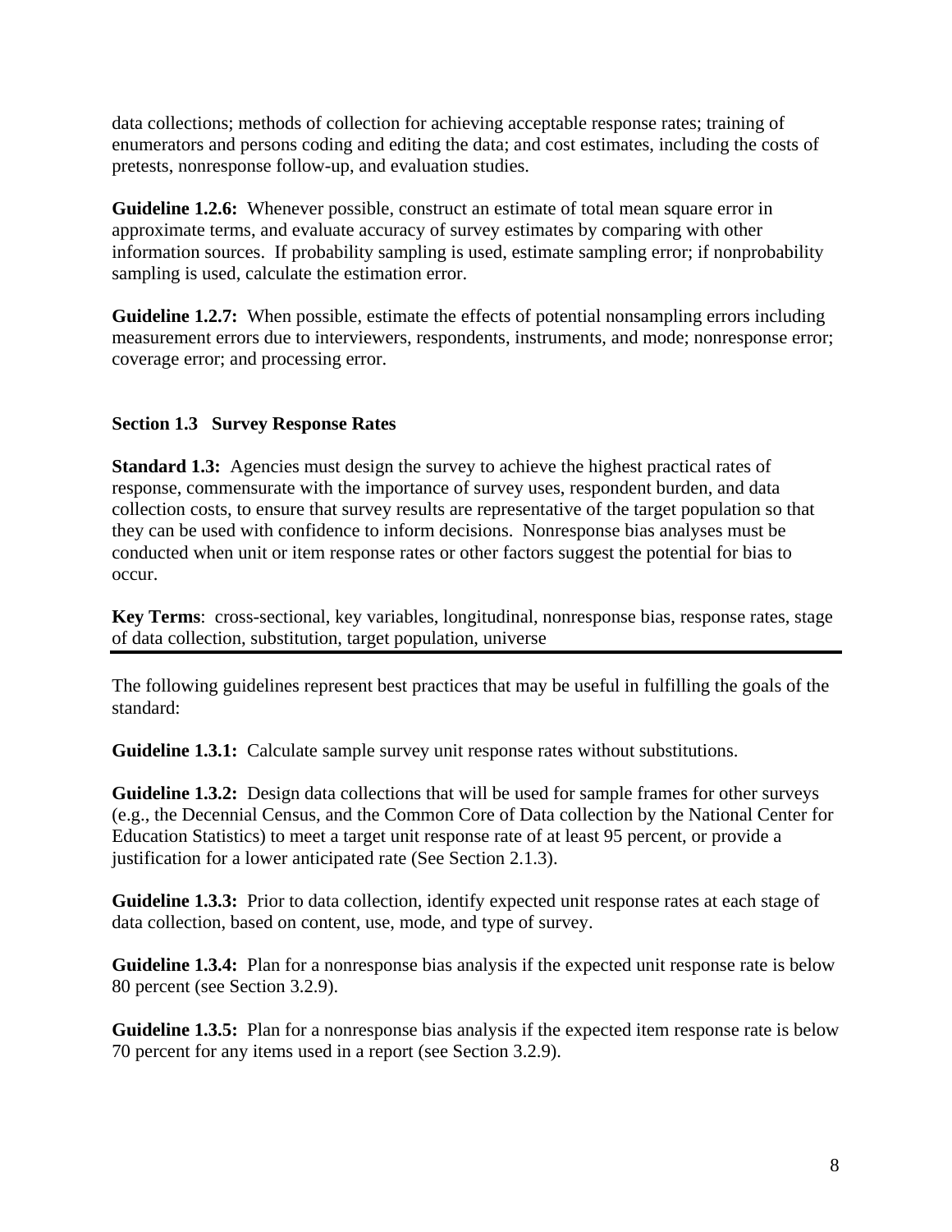data collections; methods of collection for achieving acceptable response rates; training of enumerators and persons coding and editing the data; and cost estimates, including the costs of pretests, nonresponse follow-up, and evaluation studies.

**Guideline 1.2.6:** Whenever possible, construct an estimate of total mean square error in approximate terms, and evaluate accuracy of survey estimates by comparing with other information sources. If probability sampling is used, estimate sampling error; if nonprobability sampling is used, calculate the estimation error.

**Guideline 1.2.7:** When possible, estimate the effects of potential nonsampling errors including measurement errors due to interviewers, respondents, instruments, and mode; nonresponse error; coverage error; and processing error.

### Section 1.3 Survey Response Rates

**Standard 1.3:** Agencies must design the survey to achieve the highest practical rates of response, commensurate with the importance of survey uses, respondent burden, and data collection costs, to ensure that survey results are representative of the target population so that they can be used with confidence to inform decisions. Nonresponse bias analyses must be conducted when unit or item response rates or other factors suggest the potential for bias to occur.

**Key Terms**: cross-sectional, key variables, longitudinal, nonresponse bias, response rates, stage of data collection, substitution, target population, universe

---

The following guidelines represent best practices that may be useful in fulfilling the goals of the standard:

**Guideline 1.3.1:** Calculate sample survey unit response rates without substitutions.

**Guideline 1.3.2:** Design data collections that will be used for sample frames for other surveys (e.g., the Decennial Census, and the Common Core of Data collection by the National Center for Education Statistics) to meet a target unit response rate of at least 95 percent, or provide a justification for a lower anticipated rate (See Section 2.1.3).

**Guideline 1.3.3:** Prior to data collection, identify expected unit response rates at each stage of data collection, based on content, use, mode, and type of survey.

**Guideline 1.3.4:** Plan for a nonresponse bias analysis if the expected unit response rate is below 80 percent (see Section 3.2.9).

**Guideline 1.3.5:** Plan for a nonresponse bias analysis if the expected item response rate is below 70 percent for any items used in a report (see Section 3.2.9).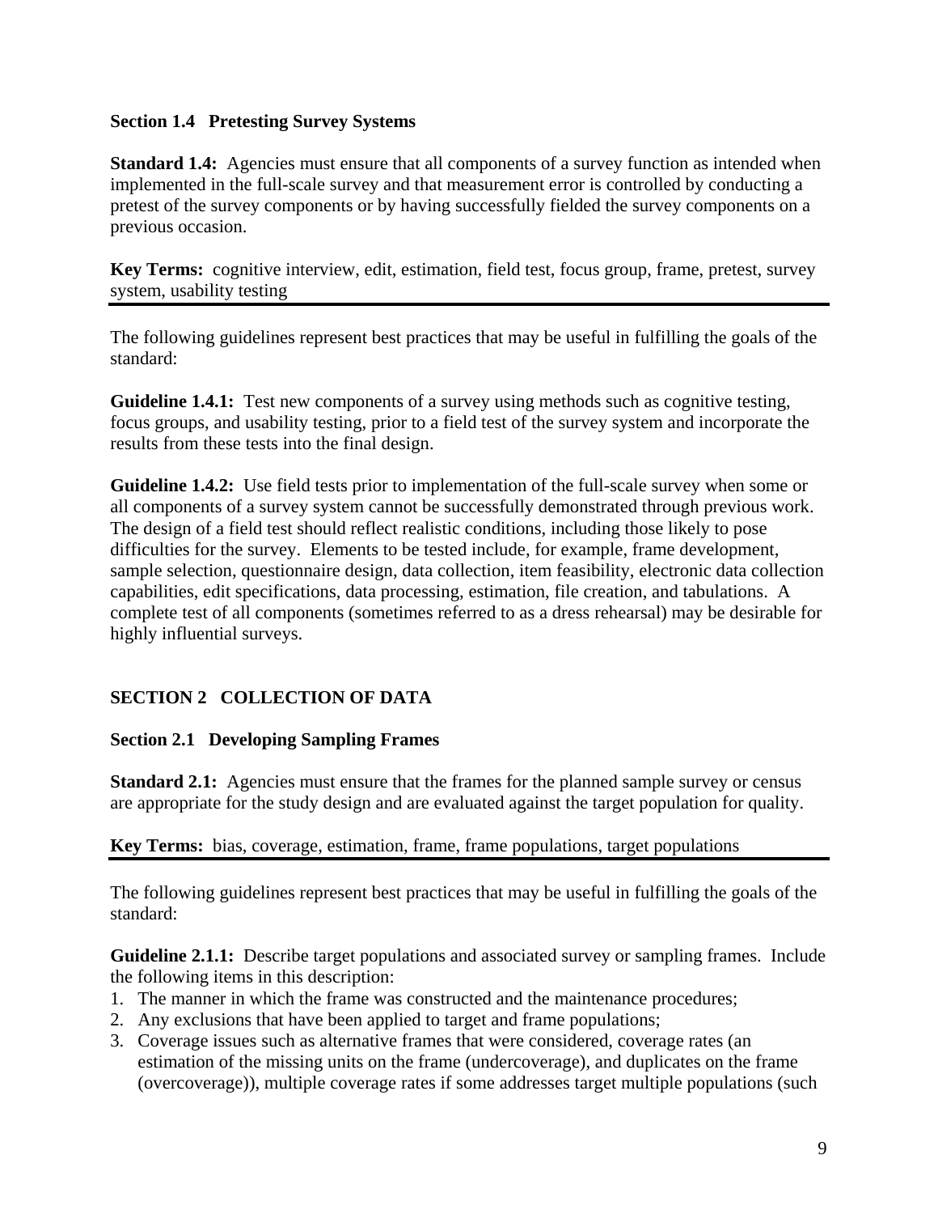### Section 1.4 Pretesting Survey Systems

**Standard 1.4:** Agencies must ensure that all components of a survey function as intended when implemented in the full-scale survey and that measurement error is controlled by conducting a pretest of the survey components or by having successfully fielded the survey components on a previous occasion.

**Key Terms:** cognitive interview, edit, estimation, field test, focus group, frame, pretest, survey system, usability testing

---

The following guidelines represent best practices that may be useful in fulfilling the goals of the standard:

**Guideline 1.4.1:** Test new components of a survey using methods such as cognitive testing, focus groups, and usability testing, prior to a field test of the survey system and incorporate the results from these tests into the final design.

**Guideline 1.4.2:** Use field tests prior to implementation of the full-scale survey when some or all components of a survey system cannot be successfully demonstrated through previous work. The design of a field test should reflect realistic conditions, including those likely to pose difficulties for the survey. Elements to be tested include, for example, frame development, sample selection, questionnaire design, data collection, item feasibility, electronic data collection capabilities, edit specifications, data processing, estimation, file creation, and tabulations. A complete test of all components (sometimes referred to as a dress rehearsal) may be desirable for highly influential surveys.

## SECTION 2 COLLECTION OF DATA

### Section 2.1 Developing Sampling Frames

**Standard 2.1:** Agencies must ensure that the frames for the planned sample survey or census are appropriate for the study design and are evaluated against the target population for quality.

**Key Terms:** bias, coverage, estimation, frame, frame populations, target populations

---

The following guidelines represent best practices that may be useful in fulfilling the goals of the standard:

**Guideline 2.1.1:** Describe target populations and associated survey or sampling frames. Include the following items in this description:

1. The manner in which the frame was constructed and the maintenance procedures;
2. Any exclusions that have been applied to target and frame populations;
3. Coverage issues such as alternative frames that were considered, coverage rates (an estimation of the missing units on the frame (undercoverage), and duplicates on the frame (overcoverage)), multiple coverage rates if some addresses target multiple populations (such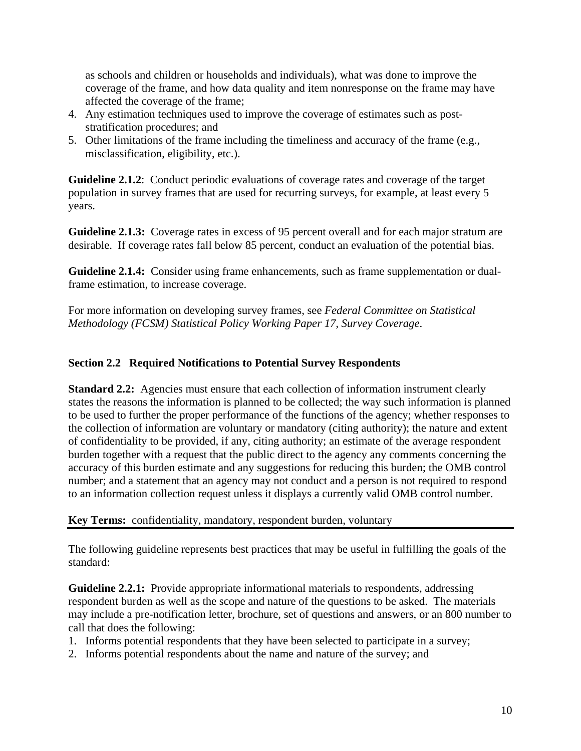as schools and children or households and individuals), what was done to improve the coverage of the frame, and how data quality and item nonresponse on the frame may have affected the coverage of the frame;
4. Any estimation techniques used to improve the coverage of estimates such as post-stratification procedures; and
5. Other limitations of the frame including the timeliness and accuracy of the frame (e.g., misclassification, eligibility, etc.).

**Guideline 2.1.2**: Conduct periodic evaluations of coverage rates and coverage of the target population in survey frames that are used for recurring surveys, for example, at least every 5 years.

**Guideline 2.1.3:** Coverage rates in excess of 95 percent overall and for each major stratum are desirable. If coverage rates fall below 85 percent, conduct an evaluation of the potential bias.

**Guideline 2.1.4:** Consider using frame enhancements, such as frame supplementation or dual-frame estimation, to increase coverage.

For more information on developing survey frames, see *Federal Committee on Statistical Methodology (FCSM) Statistical Policy Working Paper 17, Survey Coverage*.

## Section 2.2 Required Notifications to Potential Survey Respondents

**Standard 2.2:** Agencies must ensure that each collection of information instrument clearly states the reasons the information is planned to be collected; the way such information is planned to be used to further the proper performance of the functions of the agency; whether responses to the collection of information are voluntary or mandatory (citing authority); the nature and extent of confidentiality to be provided, if any, citing authority; an estimate of the average respondent burden together with a request that the public direct to the agency any comments concerning the accuracy of this burden estimate and any suggestions for reducing this burden; the OMB control number; and a statement that an agency may not conduct and a person is not required to respond to an information collection request unless it displays a currently valid OMB control number.

**Key Terms:** confidentiality, mandatory, respondent burden, voluntary

The following guideline represents best practices that may be useful in fulfilling the goals of the standard:

**Guideline 2.2.1:** Provide appropriate informational materials to respondents, addressing respondent burden as well as the scope and nature of the questions to be asked. The materials may include a pre-notification letter, brochure, set of questions and answers, or an 800 number to call that does the following:
1. Informs potential respondents that they have been selected to participate in a survey;
2. Informs potential respondents about the name and nature of the survey; and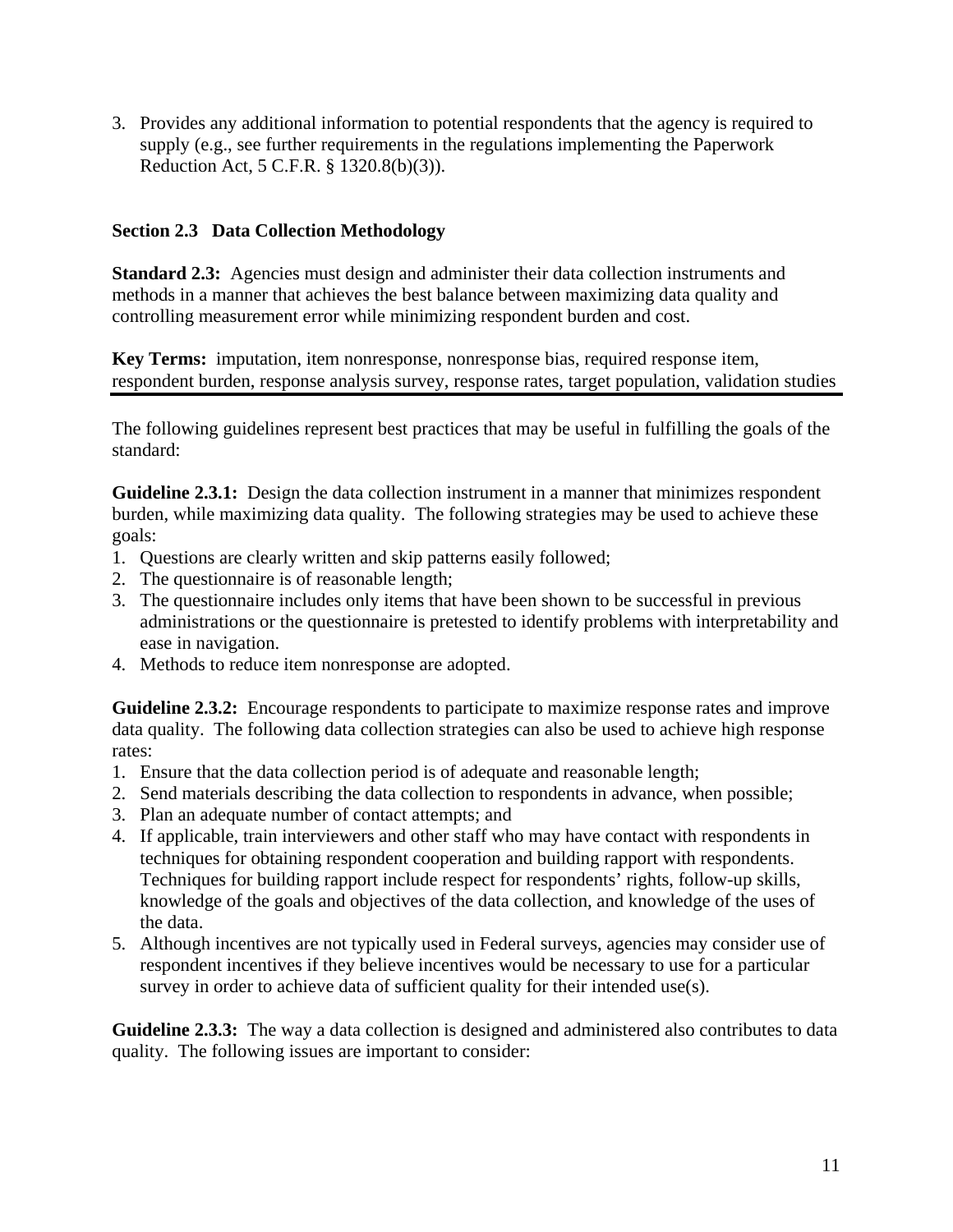3. Provides any additional information to potential respondents that the agency is required to supply (e.g., see further requirements in the regulations implementing the Paperwork Reduction Act, 5 C.F.R. § 1320.8(b)(3)).

### Section 2.3 Data Collection Methodology

**Standard 2.3:** Agencies must design and administer their data collection instruments and methods in a manner that achieves the best balance between maximizing data quality and controlling measurement error while minimizing respondent burden and cost.

**Key Terms:** imputation, item nonresponse, nonresponse bias, required response item, respondent burden, response analysis survey, response rates, target population, validation studies

---

The following guidelines represent best practices that may be useful in fulfilling the goals of the standard:

**Guideline 2.3.1:** Design the data collection instrument in a manner that minimizes respondent burden, while maximizing data quality. The following strategies may be used to achieve these goals:

1. Questions are clearly written and skip patterns easily followed;
2. The questionnaire is of reasonable length;
3. The questionnaire includes only items that have been shown to be successful in previous administrations or the questionnaire is pretested to identify problems with interpretability and ease in navigation.
4. Methods to reduce item nonresponse are adopted.

**Guideline 2.3.2:** Encourage respondents to participate to maximize response rates and improve data quality. The following data collection strategies can also be used to achieve high response rates:

1. Ensure that the data collection period is of adequate and reasonable length;
2. Send materials describing the data collection to respondents in advance, when possible;
3. Plan an adequate number of contact attempts; and
4. If applicable, train interviewers and other staff who may have contact with respondents in techniques for obtaining respondent cooperation and building rapport with respondents. Techniques for building rapport include respect for respondents' rights, follow-up skills, knowledge of the goals and objectives of the data collection, and knowledge of the uses of the data.
5. Although incentives are not typically used in Federal surveys, agencies may consider use of respondent incentives if they believe incentives would be necessary to use for a particular survey in order to achieve data of sufficient quality for their intended use(s).

**Guideline 2.3.3:** The way a data collection is designed and administered also contributes to data quality. The following issues are important to consider: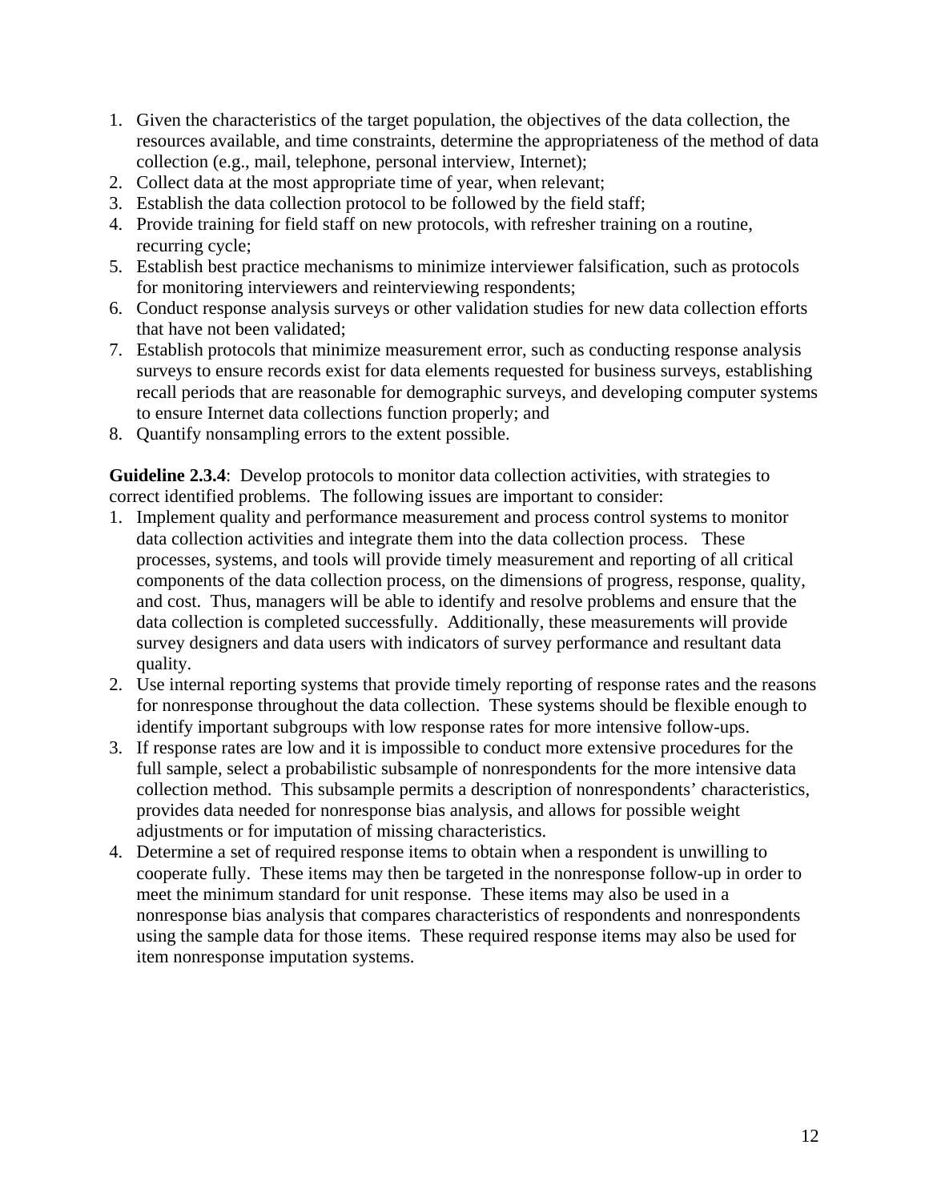1. Given the characteristics of the target population, the objectives of the data collection, the resources available, and time constraints, determine the appropriateness of the method of data collection (e.g., mail, telephone, personal interview, Internet);
2. Collect data at the most appropriate time of year, when relevant;
3. Establish the data collection protocol to be followed by the field staff;
4. Provide training for field staff on new protocols, with refresher training on a routine, recurring cycle;
5. Establish best practice mechanisms to minimize interviewer falsification, such as protocols for monitoring interviewers and reinterviewing respondents;
6. Conduct response analysis surveys or other validation studies for new data collection efforts that have not been validated;
7. Establish protocols that minimize measurement error, such as conducting response analysis surveys to ensure records exist for data elements requested for business surveys, establishing recall periods that are reasonable for demographic surveys, and developing computer systems to ensure Internet data collections function properly; and
8. Quantify nonsampling errors to the extent possible.

**Guideline 2.3.4**: Develop protocols to monitor data collection activities, with strategies to correct identified problems. The following issues are important to consider:

1. Implement quality and performance measurement and process control systems to monitor data collection activities and integrate them into the data collection process. These processes, systems, and tools will provide timely measurement and reporting of all critical components of the data collection process, on the dimensions of progress, response, quality, and cost. Thus, managers will be able to identify and resolve problems and ensure that the data collection is completed successfully. Additionally, these measurements will provide survey designers and data users with indicators of survey performance and resultant data quality.
2. Use internal reporting systems that provide timely reporting of response rates and the reasons for nonresponse throughout the data collection. These systems should be flexible enough to identify important subgroups with low response rates for more intensive follow-ups.
3. If response rates are low and it is impossible to conduct more extensive procedures for the full sample, select a probabilistic subsample of nonrespondents for the more intensive data collection method. This subsample permits a description of nonrespondents' characteristics, provides data needed for nonresponse bias analysis, and allows for possible weight adjustments or for imputation of missing characteristics.
4. Determine a set of required response items to obtain when a respondent is unwilling to cooperate fully. These items may then be targeted in the nonresponse follow-up in order to meet the minimum standard for unit response. These items may also be used in a nonresponse bias analysis that compares characteristics of respondents and nonrespondents using the sample data for those items. These required response items may also be used for item nonresponse imputation systems.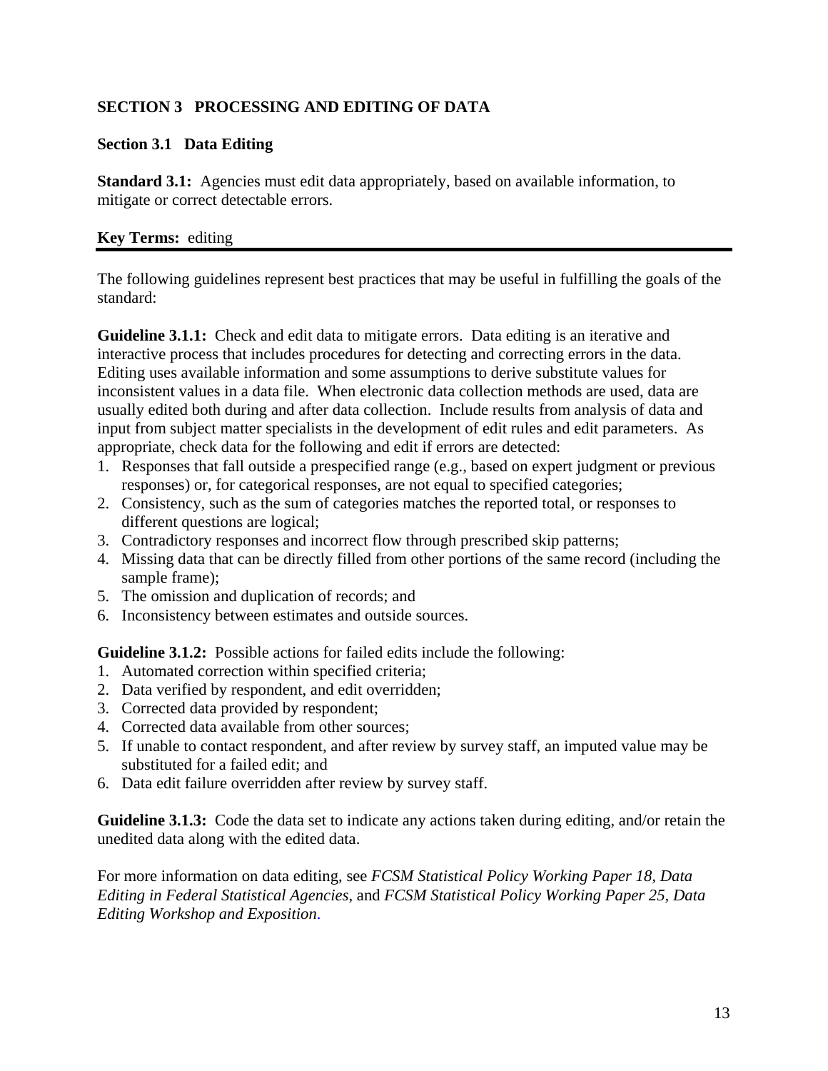# SECTION 3 PROCESSING AND EDITING OF DATA

## Section 3.1 Data Editing

**Standard 3.1:** Agencies must edit data appropriately, based on available information, to mitigate or correct detectable errors.

**Key Terms:** editing

---

The following guidelines represent best practices that may be useful in fulfilling the goals of the standard:

**Guideline 3.1.1:** Check and edit data to mitigate errors. Data editing is an iterative and interactive process that includes procedures for detecting and correcting errors in the data. Editing uses available information and some assumptions to derive substitute values for inconsistent values in a data file. When electronic data collection methods are used, data are usually edited both during and after data collection. Include results from analysis of data and input from subject matter specialists in the development of edit rules and edit parameters. As appropriate, check data for the following and edit if errors are detected:

1. Responses that fall outside a prespecified range (e.g., based on expert judgment or previous responses) or, for categorical responses, are not equal to specified categories;
2. Consistency, such as the sum of categories matches the reported total, or responses to different questions are logical;
3. Contradictory responses and incorrect flow through prescribed skip patterns;
4. Missing data that can be directly filled from other portions of the same record (including the sample frame);
5. The omission and duplication of records; and
6. Inconsistency between estimates and outside sources.

**Guideline 3.1.2:** Possible actions for failed edits include the following:

1. Automated correction within specified criteria;
2. Data verified by respondent, and edit overridden;
3. Corrected data provided by respondent;
4. Corrected data available from other sources;
5. If unable to contact respondent, and after review by survey staff, an imputed value may be substituted for a failed edit; and
6. Data edit failure overridden after review by survey staff.

**Guideline 3.1.3:** Code the data set to indicate any actions taken during editing, and/or retain the unedited data along with the edited data.

For more information on data editing, see *FCSM Statistical Policy Working Paper 18, Data Editing in Federal Statistical Agencies,* and *FCSM Statistical Policy Working Paper 25, Data Editing Workshop and Exposition*.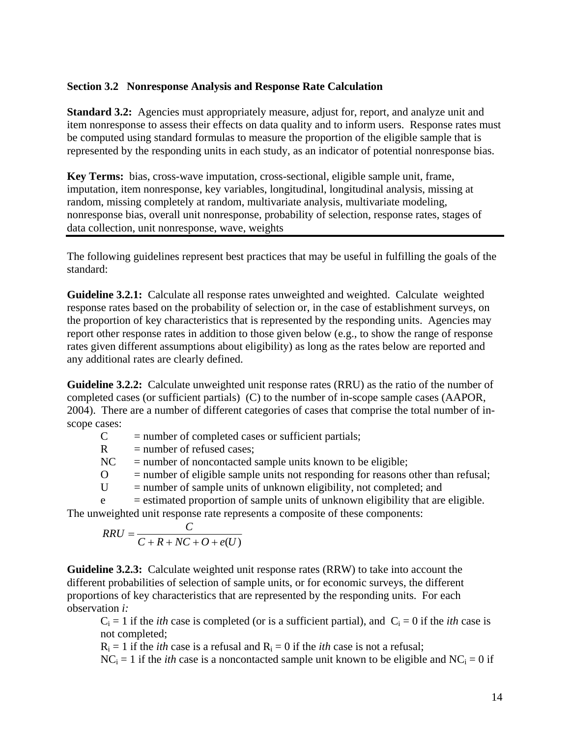## Section 3.2 Nonresponse Analysis and Response Rate Calculation

**Standard 3.2:** Agencies must appropriately measure, adjust for, report, and analyze unit and item nonresponse to assess their effects on data quality and to inform users. Response rates must be computed using standard formulas to measure the proportion of the eligible sample that is represented by the responding units in each study, as an indicator of potential nonresponse bias.

**Key Terms:** bias, cross-wave imputation, cross-sectional, eligible sample unit, frame, imputation, item nonresponse, key variables, longitudinal, longitudinal analysis, missing at random, missing completely at random, multivariate analysis, multivariate modeling, nonresponse bias, overall unit nonresponse, probability of selection, response rates, stages of data collection, unit nonresponse, wave, weights

---

The following guidelines represent best practices that may be useful in fulfilling the goals of the standard:

**Guideline 3.2.1:** Calculate all response rates unweighted and weighted. Calculate weighted response rates based on the probability of selection or, in the case of establishment surveys, on the proportion of key characteristics that is represented by the responding units. Agencies may report other response rates in addition to those given below (e.g., to show the range of response rates given different assumptions about eligibility) as long as the rates below are reported and any additional rates are clearly defined.

**Guideline 3.2.2:** Calculate unweighted unit response rates (RRU) as the ratio of the number of completed cases (or sufficient partials) (C) to the number of in-scope sample cases (AAPOR, 2004). There are a number of different categories of cases that comprise the total number of in-scope cases:

- C = number of completed cases or sufficient partials;
- R = number of refused cases;
- NC = number of noncontacted sample units known to be eligible;
- O = number of eligible sample units not responding for reasons other than refusal;
- U = number of sample units of unknown eligibility, not completed; and
- e = estimated proportion of sample units of unknown eligibility that are eligible.

The unweighted unit response rate represents a composite of these components:

$$RRU = \frac{C}{C + R + NC + O + e(U)}$$

**Guideline 3.2.3:** Calculate weighted unit response rates (RRW) to take into account the different probabilities of selection of sample units, or for economic surveys, the different proportions of key characteristics that are represented by the responding units. For each observation *i:*

$C_i = 1$ if the *ith* case is completed (or is a sufficient partial), and $C_i = 0$ if the *ith* case is not completed;

$R_i = 1$ if the *ith* case is a refusal and $R_i = 0$ if the *ith* case is not a refusal;

$NC_i = 1$ if the *ith* case is a noncontacted sample unit known to be eligible and $NC_i = 0$ if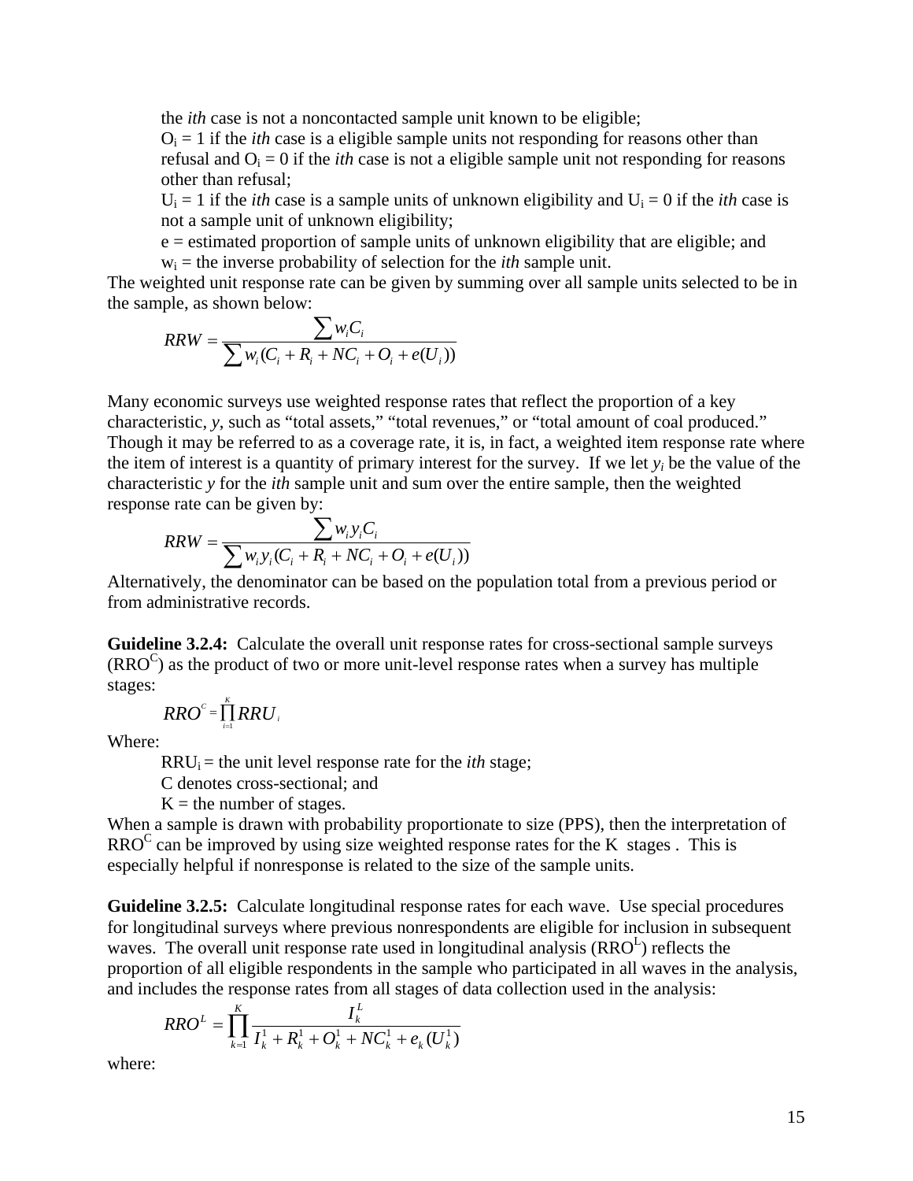the *ith* case is not a noncontacted sample unit known to be eligible;

$O_i$ = 1 if the *ith* case is a eligible sample units not responding for reasons other than refusal and $O_i$ = 0 if the *ith* case is not a eligible sample unit not responding for reasons other than refusal;

$U_i$ = 1 if the *ith* case is a sample units of unknown eligibility and $U_i$ = 0 if the *ith* case is not a sample unit of unknown eligibility;

e = estimated proportion of sample units of unknown eligibility that are eligible; and

$w_i$ = the inverse probability of selection for the *ith* sample unit.

The weighted unit response rate can be given by summing over all sample units selected to be in the sample, as shown below:

$$RRW = \frac{\sum w_i C_i}{\sum w_i (C_i + R_i + NC_i + O_i + e(U_i))}$$

Many economic surveys use weighted response rates that reflect the proportion of a key characteristic, *y*, such as "total assets," "total revenues," or "total amount of coal produced." Though it may be referred to as a coverage rate, it is, in fact, a weighted item response rate where the item of interest is a quantity of primary interest for the survey. If we let $y_i$ be the value of the characteristic *y* for the *ith* sample unit and sum over the entire sample, then the weighted response rate can be given by:

$$RRW = \frac{\sum w_i y_i C_i}{\sum w_i y_i (C_i + R_i + NC_i + O_i + e(U_i))}$$

Alternatively, the denominator can be based on the population total from a previous period or from administrative records.

**Guideline 3.2.4:** Calculate the overall unit response rates for cross-sectional sample surveys ($RRO^C$) as the product of two or more unit-level response rates when a survey has multiple stages:

$$RRO^C = \prod_{i=1}^{K} RRU_i$$

Where:

$RRU_i$ = the unit level response rate for the *ith* stage;

C denotes cross-sectional; and

K = the number of stages.

When a sample is drawn with probability proportionate to size (PPS), then the interpretation of $RRO^C$ can be improved by using size weighted response rates for the K stages . This is especially helpful if nonresponse is related to the size of the sample units.

**Guideline 3.2.5:** Calculate longitudinal response rates for each wave. Use special procedures for longitudinal surveys where previous nonrespondents are eligible for inclusion in subsequent waves. The overall unit response rate used in longitudinal analysis ($RRO^L$) reflects the proportion of all eligible respondents in the sample who participated in all waves in the analysis, and includes the response rates from all stages of data collection used in the analysis:

$$RRO^L = \prod_{k=1}^{K} \frac{I_k^L}{I_k^1 + R_k^1 + O_k^1 + NC_k^1 + e_k(U_k^1)}$$

where: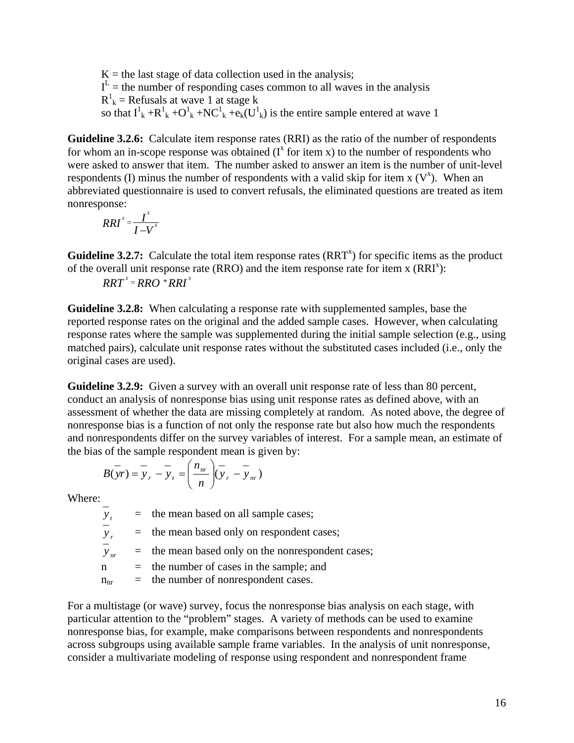K = the last stage of data collection used in the analysis;
$I^L$ = the number of responding cases common to all waves in the analysis
$R^1_k$ = Refusals at wave 1 at stage k
so that $I^1_k + R^1_k + O^1_k + NC^1_k + e_k(U^1_k)$ is the entire sample entered at wave 1

**Guideline 3.2.6:** Calculate item response rates (RRI) as the ratio of the number of respondents for whom an in-scope response was obtained ($I^x$ for item x) to the number of respondents who were asked to answer that item. The number asked to answer an item is the number of unit-level respondents (I) minus the number of respondents with a valid skip for item x ($V^x$). When an abbreviated questionnaire is used to convert refusals, the eliminated questions are treated as item nonresponse:

$$RRI^x = \frac{I^x}{I - V^x}$$

**Guideline 3.2.7:** Calculate the total item response rates ($RRT^x$) for specific items as the product of the overall unit response rate (RRO) and the item response rate for item x ($RRI^x$):

$$RRT^x = RRO * RRI^x$$

**Guideline 3.2.8:** When calculating a response rate with supplemented samples, base the reported response rates on the original and the added sample cases. However, when calculating response rates where the sample was supplemented during the initial sample selection (e.g., using matched pairs), calculate unit response rates without the substituted cases included (i.e., only the original cases are used).

**Guideline 3.2.9:** Given a survey with an overall unit response rate of less than 80 percent, conduct an analysis of nonresponse bias using unit response rates as defined above, with an assessment of whether the data are missing completely at random. As noted above, the degree of nonresponse bias is a function of not only the response rate but also how much the respondents and nonrespondents differ on the survey variables of interest. For a sample mean, an estimate of the bias of the sample respondent mean is given by:

$$B(\overline{yr}) = \overline{y}_r - \overline{y}_t = \left(\frac{n_{nr}}{n}\right)(\overline{y}_r - \overline{y}_{nr})$$

Where:

$\overline{y}_t$ = the mean based on all sample cases;
$\overline{y}_r$ = the mean based only on respondent cases;
$\overline{y}_{nr}$ = the mean based only on the nonrespondent cases;
n = the number of cases in the sample; and
$n_{nr}$ = the number of nonrespondent cases.

For a multistage (or wave) survey, focus the nonresponse bias analysis on each stage, with particular attention to the "problem" stages. A variety of methods can be used to examine nonresponse bias, for example, make comparisons between respondents and nonrespondents across subgroups using available sample frame variables. In the analysis of unit nonresponse, consider a multivariate modeling of response using respondent and nonrespondent frame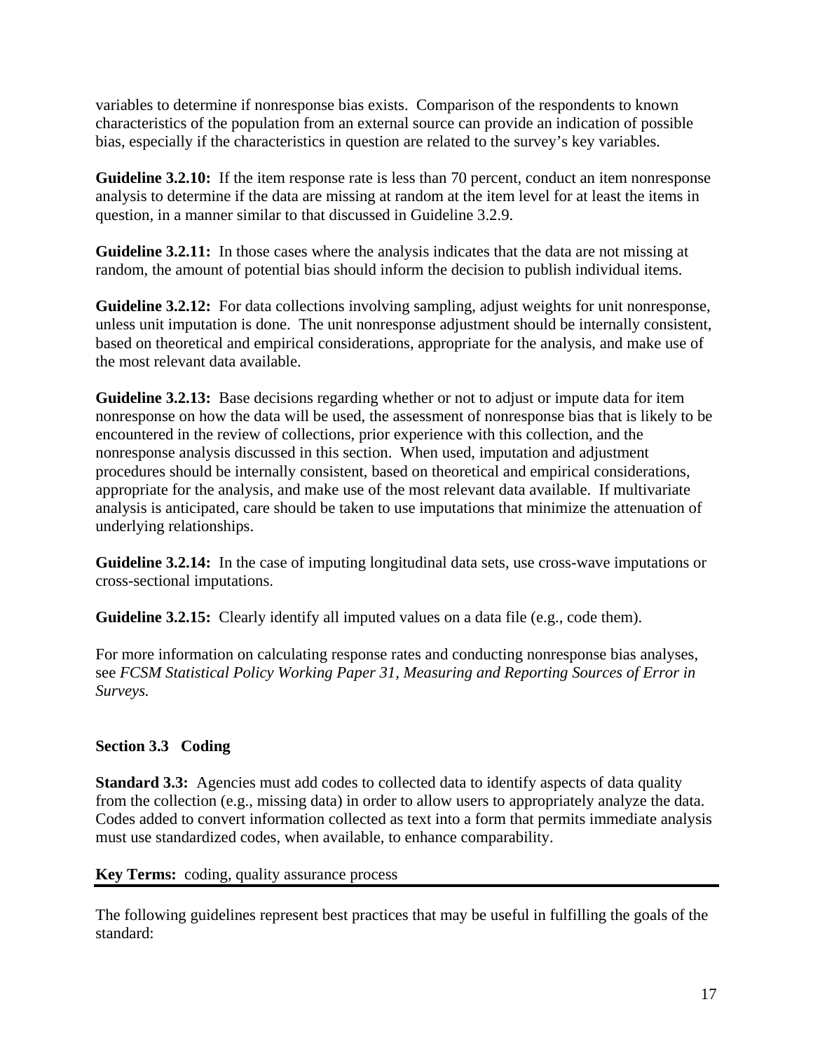variables to determine if nonresponse bias exists. Comparison of the respondents to known characteristics of the population from an external source can provide an indication of possible bias, especially if the characteristics in question are related to the survey's key variables.

**Guideline 3.2.10:** If the item response rate is less than 70 percent, conduct an item nonresponse analysis to determine if the data are missing at random at the item level for at least the items in question, in a manner similar to that discussed in Guideline 3.2.9.

**Guideline 3.2.11:** In those cases where the analysis indicates that the data are not missing at random, the amount of potential bias should inform the decision to publish individual items.

**Guideline 3.2.12:** For data collections involving sampling, adjust weights for unit nonresponse, unless unit imputation is done. The unit nonresponse adjustment should be internally consistent, based on theoretical and empirical considerations, appropriate for the analysis, and make use of the most relevant data available.

**Guideline 3.2.13:** Base decisions regarding whether or not to adjust or impute data for item nonresponse on how the data will be used, the assessment of nonresponse bias that is likely to be encountered in the review of collections, prior experience with this collection, and the nonresponse analysis discussed in this section. When used, imputation and adjustment procedures should be internally consistent, based on theoretical and empirical considerations, appropriate for the analysis, and make use of the most relevant data available. If multivariate analysis is anticipated, care should be taken to use imputations that minimize the attenuation of underlying relationships.

**Guideline 3.2.14:** In the case of imputing longitudinal data sets, use cross-wave imputations or cross-sectional imputations.

**Guideline 3.2.15:** Clearly identify all imputed values on a data file (e.g., code them).

For more information on calculating response rates and conducting nonresponse bias analyses, see *FCSM Statistical Policy Working Paper 31, Measuring and Reporting Sources of Error in Surveys.*

## Section 3.3 Coding

**Standard 3.3:** Agencies must add codes to collected data to identify aspects of data quality from the collection (e.g., missing data) in order to allow users to appropriately analyze the data. Codes added to convert information collected as text into a form that permits immediate analysis must use standardized codes, when available, to enhance comparability.

**Key Terms:** coding, quality assurance process

---

The following guidelines represent best practices that may be useful in fulfilling the goals of the standard: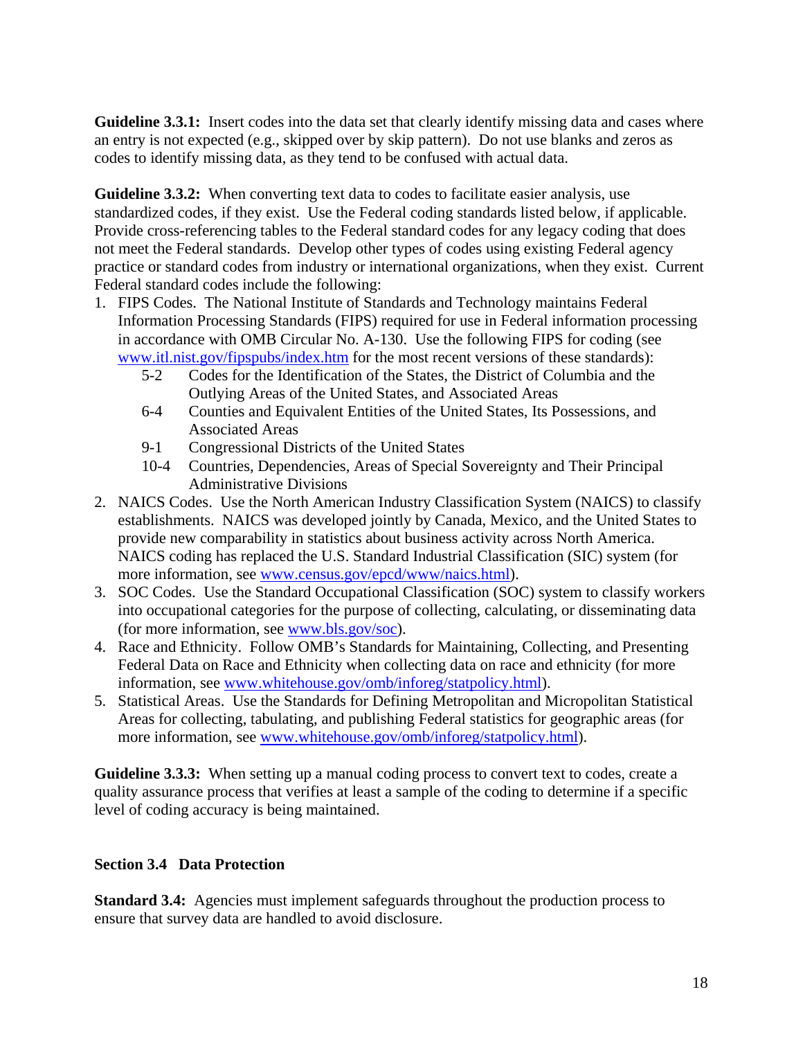**Guideline 3.3.1:** Insert codes into the data set that clearly identify missing data and cases where an entry is not expected (e.g., skipped over by skip pattern). Do not use blanks and zeros as codes to identify missing data, as they tend to be confused with actual data.

**Guideline 3.3.2:** When converting text data to codes to facilitate easier analysis, use standardized codes, if they exist. Use the Federal coding standards listed below, if applicable. Provide cross-referencing tables to the Federal standard codes for any legacy coding that does not meet the Federal standards. Develop other types of codes using existing Federal agency practice or standard codes from industry or international organizations, when they exist. Current Federal standard codes include the following:

1. FIPS Codes. The National Institute of Standards and Technology maintains Federal Information Processing Standards (FIPS) required for use in Federal information processing in accordance with OMB Circular No. A-130. Use the following FIPS for coding (see www.itl.nist.gov/fipspubs/index.htm for the most recent versions of these standards):
   - 5-2 Codes for the Identification of the States, the District of Columbia and the Outlying Areas of the United States, and Associated Areas
   - 6-4 Counties and Equivalent Entities of the United States, Its Possessions, and Associated Areas
   - 9-1 Congressional Districts of the United States
   - 10-4 Countries, Dependencies, Areas of Special Sovereignty and Their Principal Administrative Divisions
2. NAICS Codes. Use the North American Industry Classification System (NAICS) to classify establishments. NAICS was developed jointly by Canada, Mexico, and the United States to provide new comparability in statistics about business activity across North America. NAICS coding has replaced the U.S. Standard Industrial Classification (SIC) system (for more information, see www.census.gov/epcd/www/naics.html).
3. SOC Codes. Use the Standard Occupational Classification (SOC) system to classify workers into occupational categories for the purpose of collecting, calculating, or disseminating data (for more information, see www.bls.gov/soc).
4. Race and Ethnicity. Follow OMB's Standards for Maintaining, Collecting, and Presenting Federal Data on Race and Ethnicity when collecting data on race and ethnicity (for more information, see www.whitehouse.gov/omb/inforeg/statpolicy.html).
5. Statistical Areas. Use the Standards for Defining Metropolitan and Micropolitan Statistical Areas for collecting, tabulating, and publishing Federal statistics for geographic areas (for more information, see www.whitehouse.gov/omb/inforeg/statpolicy.html).

**Guideline 3.3.3:** When setting up a manual coding process to convert text to codes, create a quality assurance process that verifies at least a sample of the coding to determine if a specific level of coding accuracy is being maintained.

### Section 3.4 Data Protection

**Standard 3.4:** Agencies must implement safeguards throughout the production process to ensure that survey data are handled to avoid disclosure.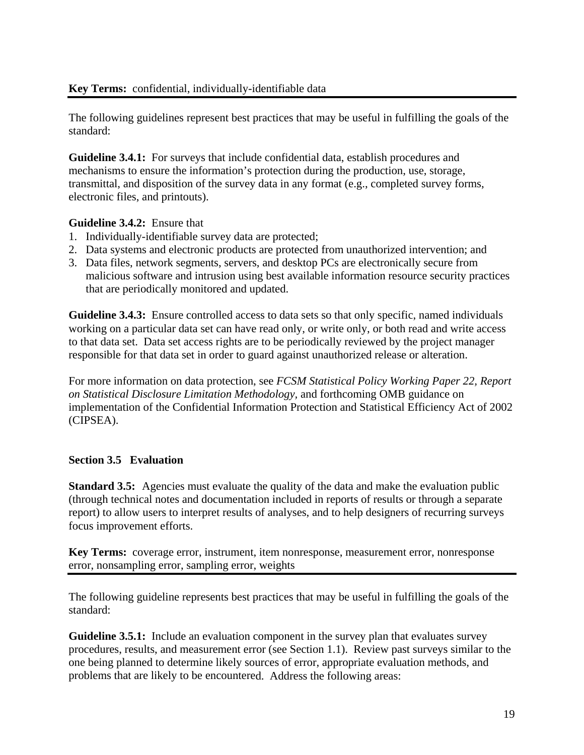**Key Terms:** confidential, individually-identifiable data

The following guidelines represent best practices that may be useful in fulfilling the goals of the standard:

**Guideline 3.4.1:** For surveys that include confidential data, establish procedures and mechanisms to ensure the information's protection during the production, use, storage, transmittal, and disposition of the survey data in any format (e.g., completed survey forms, electronic files, and printouts).

**Guideline 3.4.2:** Ensure that

1. Individually-identifiable survey data are protected;
2. Data systems and electronic products are protected from unauthorized intervention; and
3. Data files, network segments, servers, and desktop PCs are electronically secure from malicious software and intrusion using best available information resource security practices that are periodically monitored and updated.

**Guideline 3.4.3:** Ensure controlled access to data sets so that only specific, named individuals working on a particular data set can have read only, or write only, or both read and write access to that data set. Data set access rights are to be periodically reviewed by the project manager responsible for that data set in order to guard against unauthorized release or alteration.

For more information on data protection, see *FCSM Statistical Policy Working Paper 22, Report on Statistical Disclosure Limitation Methodology,* and forthcoming OMB guidance on implementation of the Confidential Information Protection and Statistical Efficiency Act of 2002 (CIPSEA).

### Section 3.5 Evaluation

**Standard 3.5:** Agencies must evaluate the quality of the data and make the evaluation public (through technical notes and documentation included in reports of results or through a separate report) to allow users to interpret results of analyses, and to help designers of recurring surveys focus improvement efforts.

**Key Terms:** coverage error, instrument, item nonresponse, measurement error, nonresponse error, nonsampling error, sampling error, weights

The following guideline represents best practices that may be useful in fulfilling the goals of the standard:

**Guideline 3.5.1:** Include an evaluation component in the survey plan that evaluates survey procedures, results, and measurement error (see Section 1.1). Review past surveys similar to the one being planned to determine likely sources of error, appropriate evaluation methods, and problems that are likely to be encountered. Address the following areas: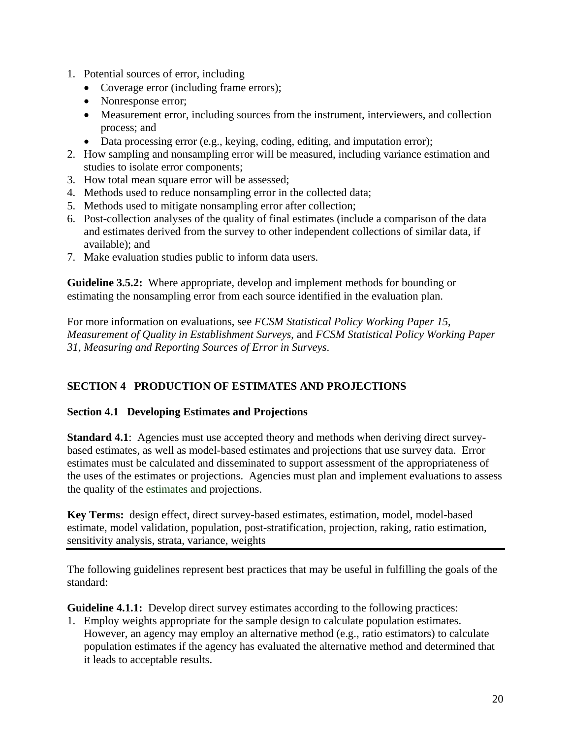1. Potential sources of error, including
   - Coverage error (including frame errors);
   - Nonresponse error;
   - Measurement error, including sources from the instrument, interviewers, and collection process; and
   - Data processing error (e.g., keying, coding, editing, and imputation error);
2. How sampling and nonsampling error will be measured, including variance estimation and studies to isolate error components;
3. How total mean square error will be assessed;
4. Methods used to reduce nonsampling error in the collected data;
5. Methods used to mitigate nonsampling error after collection;
6. Post-collection analyses of the quality of final estimates (include a comparison of the data and estimates derived from the survey to other independent collections of similar data, if available); and
7. Make evaluation studies public to inform data users.

**Guideline 3.5.2:** Where appropriate, develop and implement methods for bounding or estimating the nonsampling error from each source identified in the evaluation plan.

For more information on evaluations, see *FCSM Statistical Policy Working Paper 15, Measurement of Quality in Establishment Surveys*, and *FCSM Statistical Policy Working Paper 31, Measuring and Reporting Sources of Error in Surveys*.

## SECTION 4 PRODUCTION OF ESTIMATES AND PROJECTIONS

### Section 4.1 Developing Estimates and Projections

**Standard 4.1**: Agencies must use accepted theory and methods when deriving direct survey-based estimates, as well as model-based estimates and projections that use survey data. Error estimates must be calculated and disseminated to support assessment of the appropriateness of the uses of the estimates or projections. Agencies must plan and implement evaluations to assess the quality of the estimates and projections.

**Key Terms:** design effect, direct survey-based estimates, estimation, model, model-based estimate, model validation, population, post-stratification, projection, raking, ratio estimation, sensitivity analysis, strata, variance, weights

---

The following guidelines represent best practices that may be useful in fulfilling the goals of the standard:

**Guideline 4.1.1:** Develop direct survey estimates according to the following practices:
1. Employ weights appropriate for the sample design to calculate population estimates. However, an agency may employ an alternative method (e.g., ratio estimators) to calculate population estimates if the agency has evaluated the alternative method and determined that it leads to acceptable results.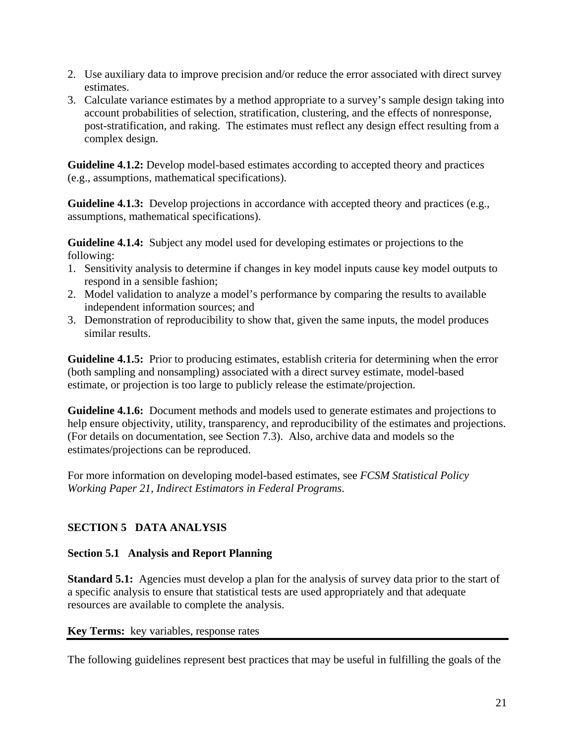2. Use auxiliary data to improve precision and/or reduce the error associated with direct survey estimates.
3. Calculate variance estimates by a method appropriate to a survey's sample design taking into account probabilities of selection, stratification, clustering, and the effects of nonresponse, post-stratification, and raking. The estimates must reflect any design effect resulting from a complex design.

**Guideline 4.1.2:** Develop model-based estimates according to accepted theory and practices (e.g., assumptions, mathematical specifications).

**Guideline 4.1.3:** Develop projections in accordance with accepted theory and practices (e.g., assumptions, mathematical specifications).

**Guideline 4.1.4:** Subject any model used for developing estimates or projections to the following:

1. Sensitivity analysis to determine if changes in key model inputs cause key model outputs to respond in a sensible fashion;
2. Model validation to analyze a model's performance by comparing the results to available independent information sources; and
3. Demonstration of reproducibility to show that, given the same inputs, the model produces similar results.

**Guideline 4.1.5:** Prior to producing estimates, establish criteria for determining when the error (both sampling and nonsampling) associated with a direct survey estimate, model-based estimate, or projection is too large to publicly release the estimate/projection.

**Guideline 4.1.6:** Document methods and models used to generate estimates and projections to help ensure objectivity, utility, transparency, and reproducibility of the estimates and projections. (For details on documentation, see Section 7.3). Also, archive data and models so the estimates/projections can be reproduced.

For more information on developing model-based estimates, see *FCSM Statistical Policy Working Paper 21, Indirect Estimators in Federal Programs*.

## SECTION 5 DATA ANALYSIS

### Section 5.1 Analysis and Report Planning

**Standard 5.1:** Agencies must develop a plan for the analysis of survey data prior to the start of a specific analysis to ensure that statistical tests are used appropriately and that adequate resources are available to complete the analysis.

**Key Terms:** key variables, response rates

---

The following guidelines represent best practices that may be useful in fulfilling the goals of the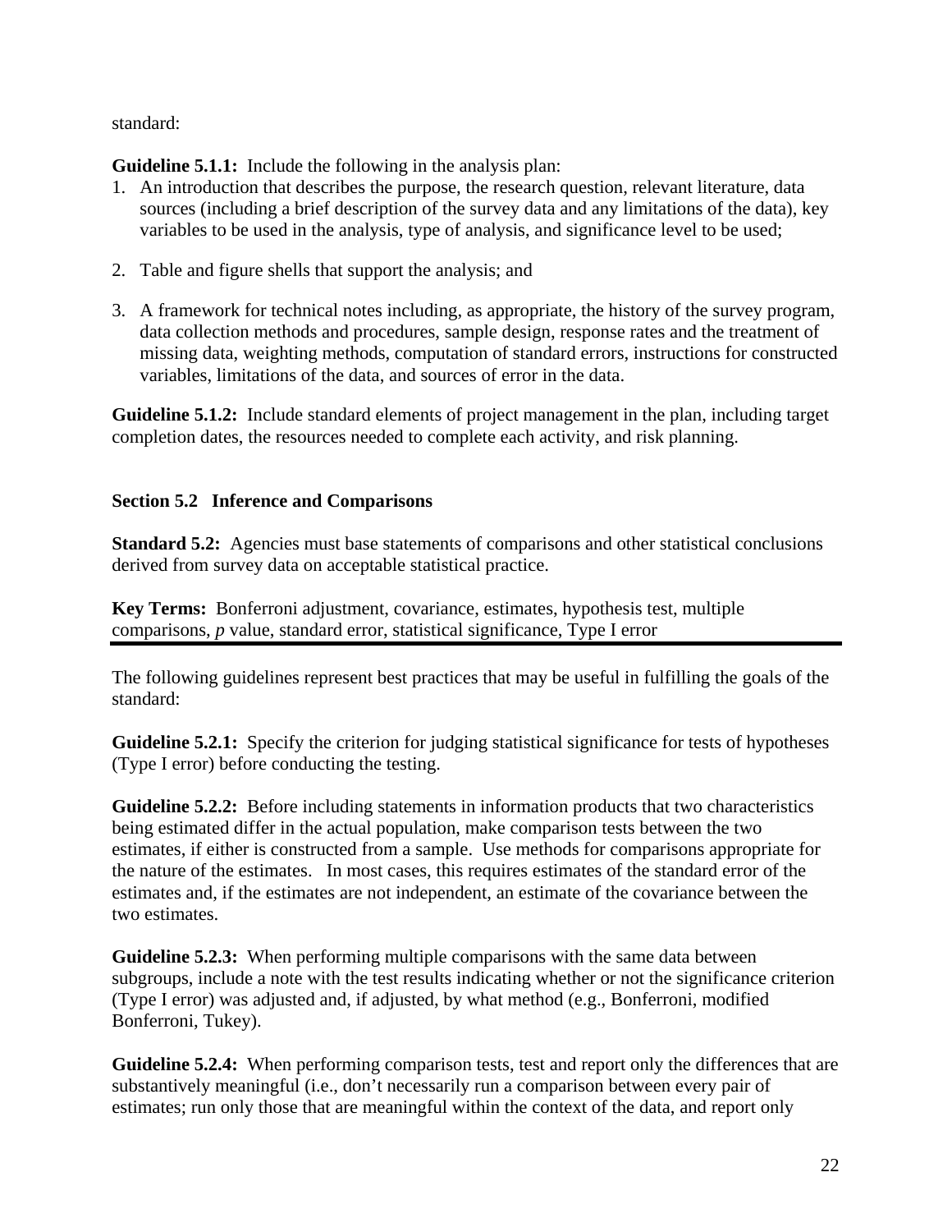standard:

**Guideline 5.1.1:** Include the following in the analysis plan:

1. An introduction that describes the purpose, the research question, relevant literature, data sources (including a brief description of the survey data and any limitations of the data), key variables to be used in the analysis, type of analysis, and significance level to be used;

2. Table and figure shells that support the analysis; and

3. A framework for technical notes including, as appropriate, the history of the survey program, data collection methods and procedures, sample design, response rates and the treatment of missing data, weighting methods, computation of standard errors, instructions for constructed variables, limitations of the data, and sources of error in the data.

**Guideline 5.1.2:** Include standard elements of project management in the plan, including target completion dates, the resources needed to complete each activity, and risk planning.

### Section 5.2 Inference and Comparisons

**Standard 5.2:** Agencies must base statements of comparisons and other statistical conclusions derived from survey data on acceptable statistical practice.

**Key Terms:** Bonferroni adjustment, covariance, estimates, hypothesis test, multiple comparisons, *p* value, standard error, statistical significance, Type I error

---

The following guidelines represent best practices that may be useful in fulfilling the goals of the standard:

**Guideline 5.2.1:** Specify the criterion for judging statistical significance for tests of hypotheses (Type I error) before conducting the testing.

**Guideline 5.2.2:** Before including statements in information products that two characteristics being estimated differ in the actual population, make comparison tests between the two estimates, if either is constructed from a sample. Use methods for comparisons appropriate for the nature of the estimates. In most cases, this requires estimates of the standard error of the estimates and, if the estimates are not independent, an estimate of the covariance between the two estimates.

**Guideline 5.2.3:** When performing multiple comparisons with the same data between subgroups, include a note with the test results indicating whether or not the significance criterion (Type I error) was adjusted and, if adjusted, by what method (e.g., Bonferroni, modified Bonferroni, Tukey).

**Guideline 5.2.4:** When performing comparison tests, test and report only the differences that are substantively meaningful (i.e., don't necessarily run a comparison between every pair of estimates; run only those that are meaningful within the context of the data, and report only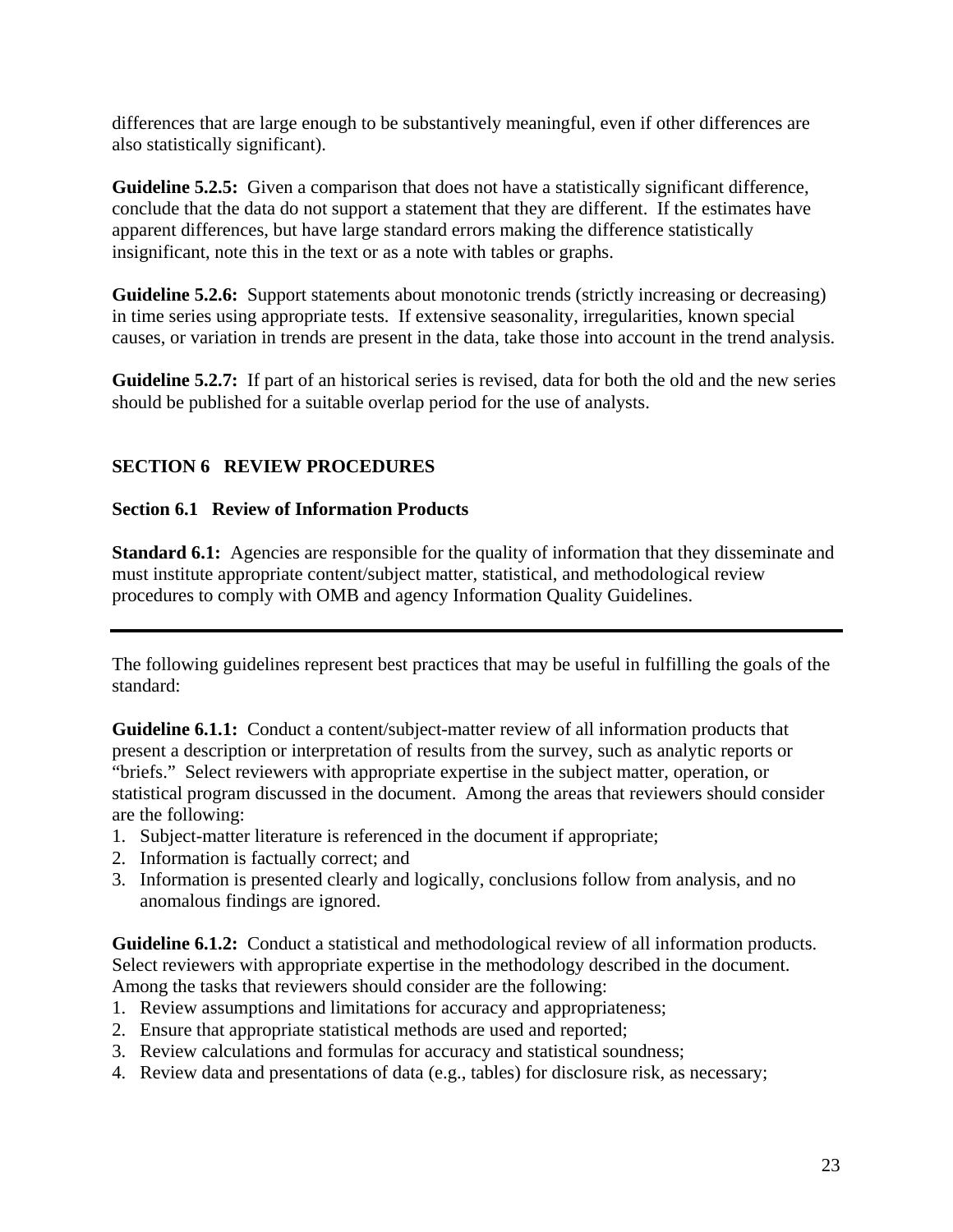differences that are large enough to be substantively meaningful, even if other differences are also statistically significant).

**Guideline 5.2.5:** Given a comparison that does not have a statistically significant difference, conclude that the data do not support a statement that they are different. If the estimates have apparent differences, but have large standard errors making the difference statistically insignificant, note this in the text or as a note with tables or graphs.

**Guideline 5.2.6:** Support statements about monotonic trends (strictly increasing or decreasing) in time series using appropriate tests. If extensive seasonality, irregularities, known special causes, or variation in trends are present in the data, take those into account in the trend analysis.

**Guideline 5.2.7:** If part of an historical series is revised, data for both the old and the new series should be published for a suitable overlap period for the use of analysts.

## SECTION 6 REVIEW PROCEDURES

### Section 6.1 Review of Information Products

**Standard 6.1:** Agencies are responsible for the quality of information that they disseminate and must institute appropriate content/subject matter, statistical, and methodological review procedures to comply with OMB and agency Information Quality Guidelines.

---

The following guidelines represent best practices that may be useful in fulfilling the goals of the standard:

**Guideline 6.1.1:** Conduct a content/subject-matter review of all information products that present a description or interpretation of results from the survey, such as analytic reports or "briefs." Select reviewers with appropriate expertise in the subject matter, operation, or statistical program discussed in the document. Among the areas that reviewers should consider are the following:

1. Subject-matter literature is referenced in the document if appropriate;
2. Information is factually correct; and
3. Information is presented clearly and logically, conclusions follow from analysis, and no anomalous findings are ignored.

**Guideline 6.1.2:** Conduct a statistical and methodological review of all information products. Select reviewers with appropriate expertise in the methodology described in the document. Among the tasks that reviewers should consider are the following:

1. Review assumptions and limitations for accuracy and appropriateness;
2. Ensure that appropriate statistical methods are used and reported;
3. Review calculations and formulas for accuracy and statistical soundness;
4. Review data and presentations of data (e.g., tables) for disclosure risk, as necessary;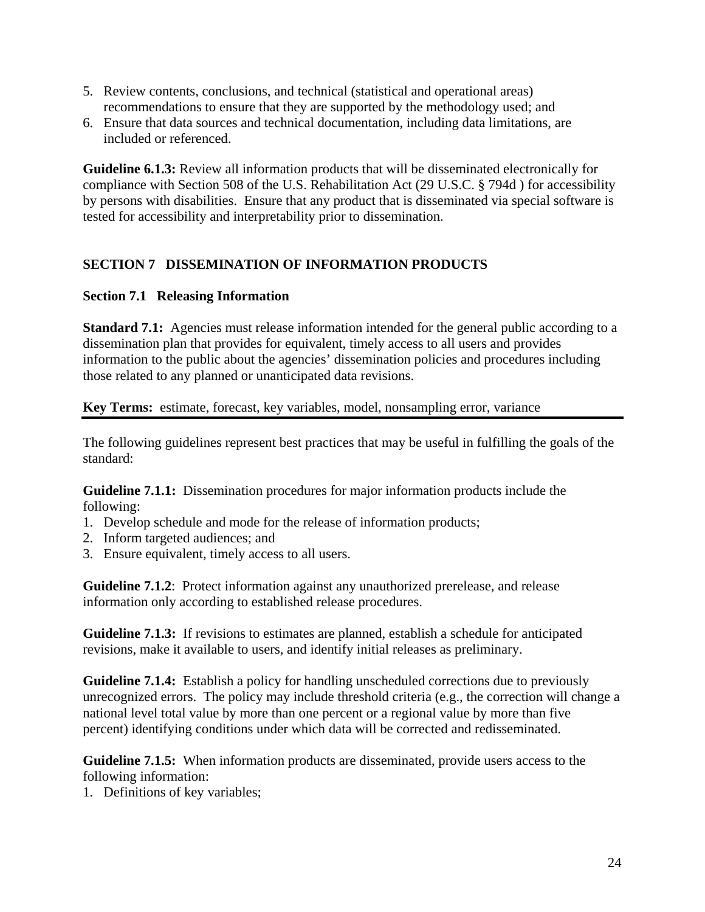5. Review contents, conclusions, and technical (statistical and operational areas) recommendations to ensure that they are supported by the methodology used; and
6. Ensure that data sources and technical documentation, including data limitations, are included or referenced.

**Guideline 6.1.3:** Review all information products that will be disseminated electronically for compliance with Section 508 of the U.S. Rehabilitation Act (29 U.S.C. § 794d ) for accessibility by persons with disabilities. Ensure that any product that is disseminated via special software is tested for accessibility and interpretability prior to dissemination.

## SECTION 7 DISSEMINATION OF INFORMATION PRODUCTS

### Section 7.1 Releasing Information

**Standard 7.1:** Agencies must release information intended for the general public according to a dissemination plan that provides for equivalent, timely access to all users and provides information to the public about the agencies' dissemination policies and procedures including those related to any planned or unanticipated data revisions.

**Key Terms:** estimate, forecast, key variables, model, nonsampling error, variance

---

The following guidelines represent best practices that may be useful in fulfilling the goals of the standard:

**Guideline 7.1.1:** Dissemination procedures for major information products include the following:

1. Develop schedule and mode for the release of information products;
2. Inform targeted audiences; and
3. Ensure equivalent, timely access to all users.

**Guideline 7.1.2**: Protect information against any unauthorized prerelease, and release information only according to established release procedures.

**Guideline 7.1.3:** If revisions to estimates are planned, establish a schedule for anticipated revisions, make it available to users, and identify initial releases as preliminary.

**Guideline 7.1.4:** Establish a policy for handling unscheduled corrections due to previously unrecognized errors. The policy may include threshold criteria (e.g., the correction will change a national level total value by more than one percent or a regional value by more than five percent) identifying conditions under which data will be corrected and redisseminated.

**Guideline 7.1.5:** When information products are disseminated, provide users access to the following information:

1. Definitions of key variables;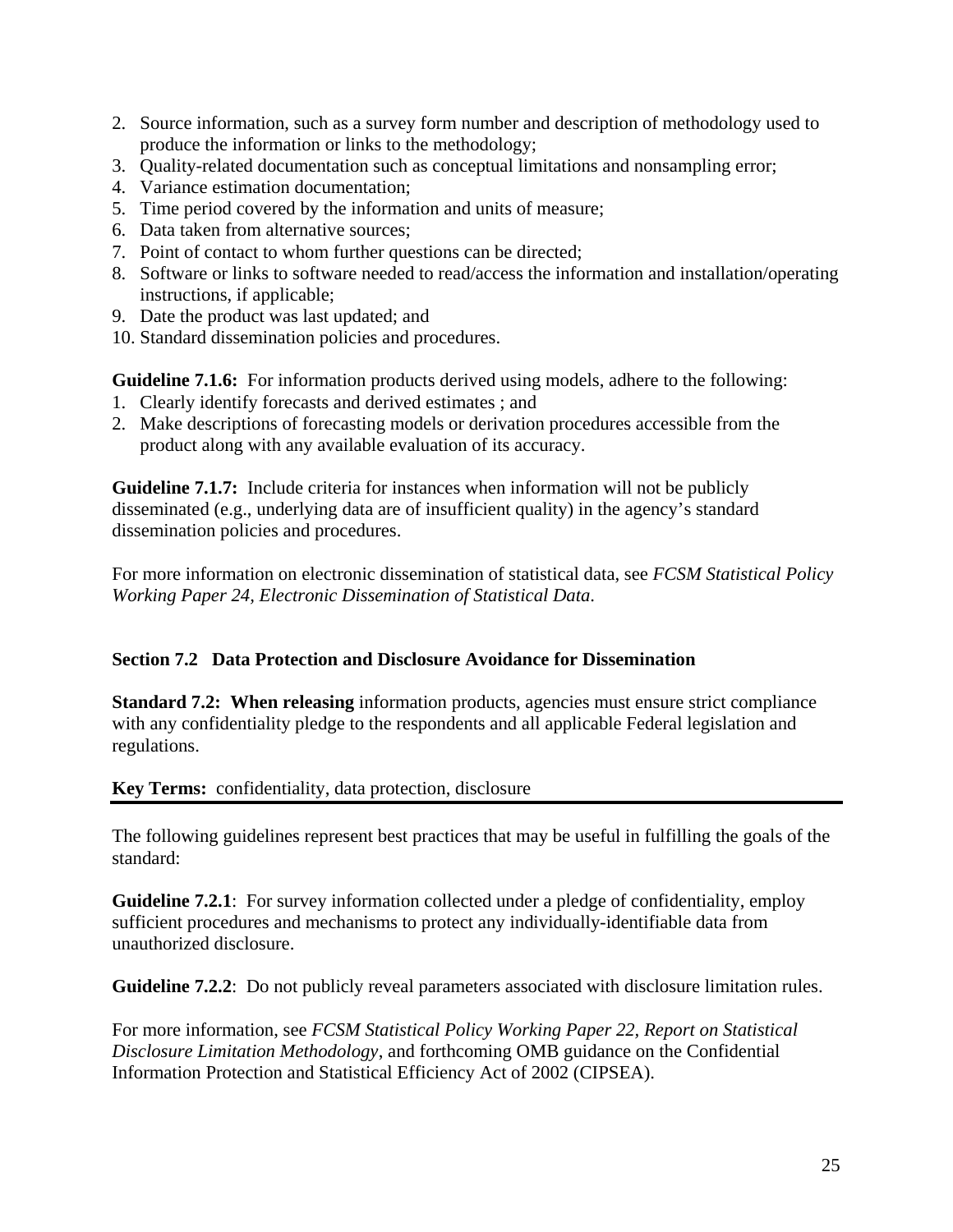2. Source information, such as a survey form number and description of methodology used to produce the information or links to the methodology;
3. Quality-related documentation such as conceptual limitations and nonsampling error;
4. Variance estimation documentation;
5. Time period covered by the information and units of measure;
6. Data taken from alternative sources;
7. Point of contact to whom further questions can be directed;
8. Software or links to software needed to read/access the information and installation/operating instructions, if applicable;
9. Date the product was last updated; and
10. Standard dissemination policies and procedures.

**Guideline 7.1.6:** For information products derived using models, adhere to the following:

1. Clearly identify forecasts and derived estimates ; and
2. Make descriptions of forecasting models or derivation procedures accessible from the product along with any available evaluation of its accuracy.

**Guideline 7.1.7:** Include criteria for instances when information will not be publicly disseminated (e.g., underlying data are of insufficient quality) in the agency's standard dissemination policies and procedures.

For more information on electronic dissemination of statistical data, see *FCSM Statistical Policy Working Paper 24, Electronic Dissemination of Statistical Data*.

### Section 7.2 Data Protection and Disclosure Avoidance for Dissemination

**Standard 7.2: When releasing** information products, agencies must ensure strict compliance with any confidentiality pledge to the respondents and all applicable Federal legislation and regulations.

**Key Terms:** confidentiality, data protection, disclosure

---

The following guidelines represent best practices that may be useful in fulfilling the goals of the standard:

**Guideline 7.2.1**: For survey information collected under a pledge of confidentiality, employ sufficient procedures and mechanisms to protect any individually-identifiable data from unauthorized disclosure.

**Guideline 7.2.2**: Do not publicly reveal parameters associated with disclosure limitation rules.

For more information, see *FCSM Statistical Policy Working Paper 22, Report on Statistical Disclosure Limitation Methodology*, and forthcoming OMB guidance on the Confidential Information Protection and Statistical Efficiency Act of 2002 (CIPSEA).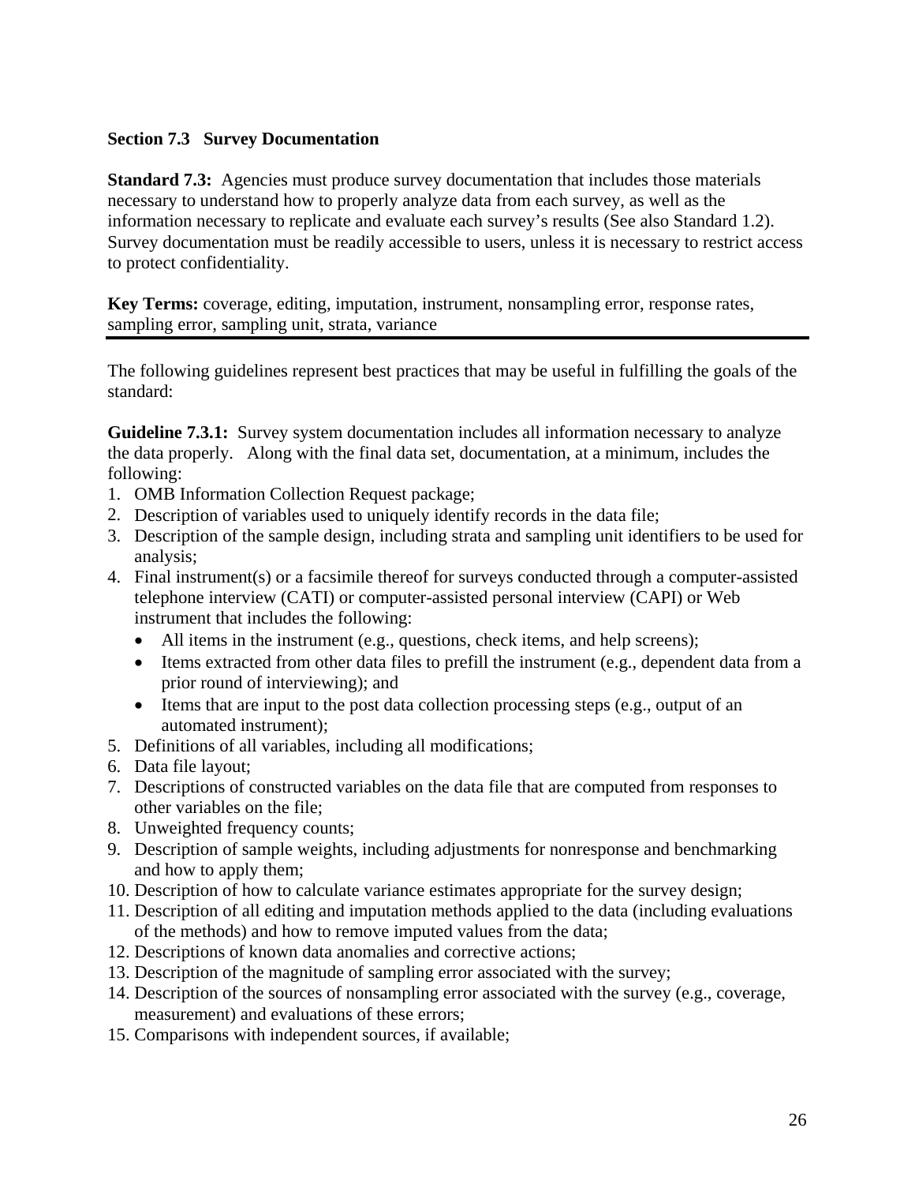## Section 7.3 Survey Documentation

**Standard 7.3:** Agencies must produce survey documentation that includes those materials necessary to understand how to properly analyze data from each survey, as well as the information necessary to replicate and evaluate each survey's results (See also Standard 1.2). Survey documentation must be readily accessible to users, unless it is necessary to restrict access to protect confidentiality.

**Key Terms:** coverage, editing, imputation, instrument, nonsampling error, response rates, sampling error, sampling unit, strata, variance

---

The following guidelines represent best practices that may be useful in fulfilling the goals of the standard:

**Guideline 7.3.1:** Survey system documentation includes all information necessary to analyze the data properly. Along with the final data set, documentation, at a minimum, includes the following:

1. OMB Information Collection Request package;
2. Description of variables used to uniquely identify records in the data file;
3. Description of the sample design, including strata and sampling unit identifiers to be used for analysis;
4. Final instrument(s) or a facsimile thereof for surveys conducted through a computer-assisted telephone interview (CATI) or computer-assisted personal interview (CAPI) or Web instrument that includes the following:
   - All items in the instrument (e.g., questions, check items, and help screens);
   - Items extracted from other data files to prefill the instrument (e.g., dependent data from a prior round of interviewing); and
   - Items that are input to the post data collection processing steps (e.g., output of an automated instrument);
5. Definitions of all variables, including all modifications;
6. Data file layout;
7. Descriptions of constructed variables on the data file that are computed from responses to other variables on the file;
8. Unweighted frequency counts;
9. Description of sample weights, including adjustments for nonresponse and benchmarking and how to apply them;
10. Description of how to calculate variance estimates appropriate for the survey design;
11. Description of all editing and imputation methods applied to the data (including evaluations of the methods) and how to remove imputed values from the data;
12. Descriptions of known data anomalies and corrective actions;
13. Description of the magnitude of sampling error associated with the survey;
14. Description of the sources of nonsampling error associated with the survey (e.g., coverage, measurement) and evaluations of these errors;
15. Comparisons with independent sources, if available;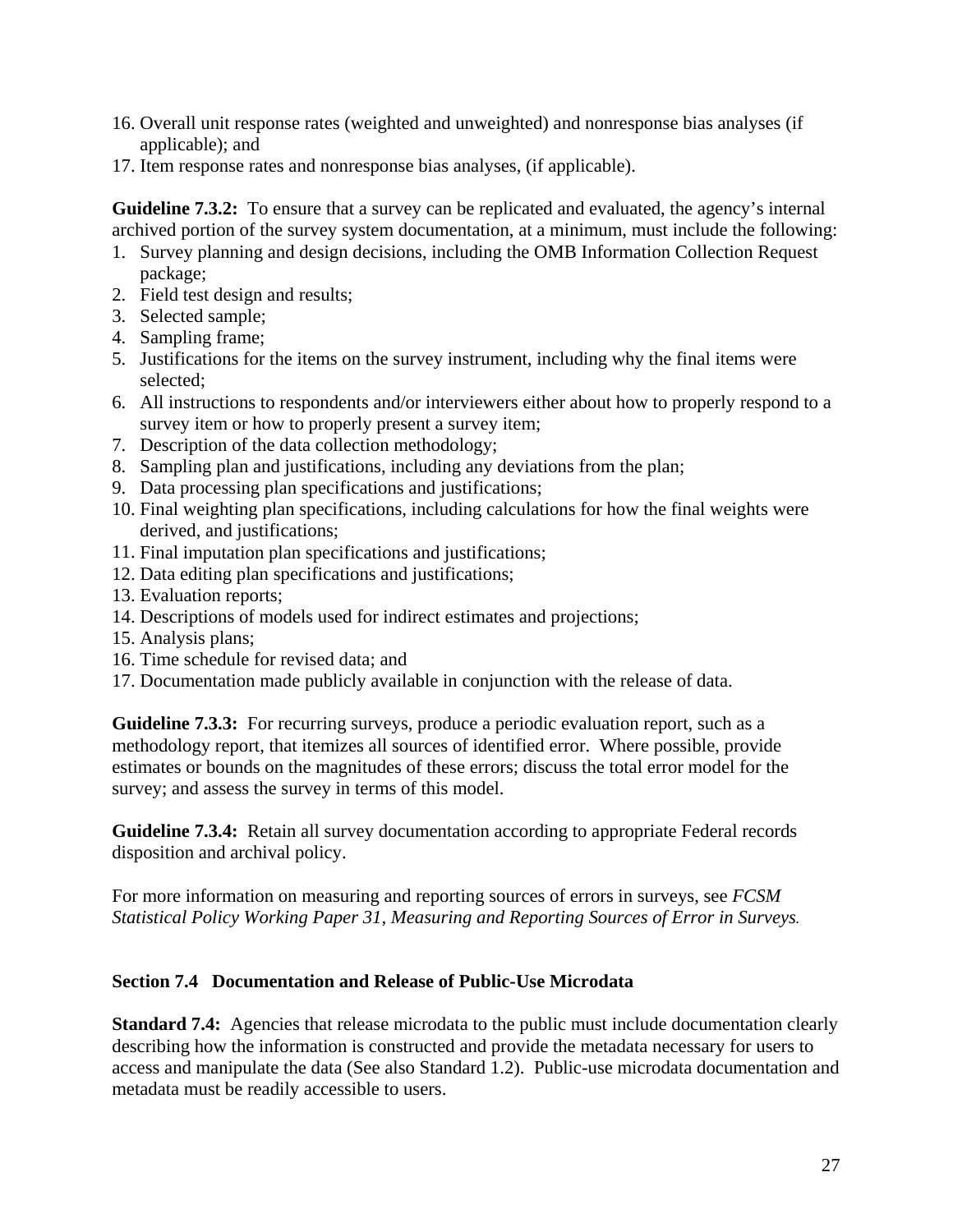16. Overall unit response rates (weighted and unweighted) and nonresponse bias analyses (if applicable); and
17. Item response rates and nonresponse bias analyses, (if applicable).

**Guideline 7.3.2:** To ensure that a survey can be replicated and evaluated, the agency's internal archived portion of the survey system documentation, at a minimum, must include the following:

1. Survey planning and design decisions, including the OMB Information Collection Request package;
2. Field test design and results;
3. Selected sample;
4. Sampling frame;
5. Justifications for the items on the survey instrument, including why the final items were selected;
6. All instructions to respondents and/or interviewers either about how to properly respond to a survey item or how to properly present a survey item;
7. Description of the data collection methodology;
8. Sampling plan and justifications, including any deviations from the plan;
9. Data processing plan specifications and justifications;
10. Final weighting plan specifications, including calculations for how the final weights were derived, and justifications;
11. Final imputation plan specifications and justifications;
12. Data editing plan specifications and justifications;
13. Evaluation reports;
14. Descriptions of models used for indirect estimates and projections;
15. Analysis plans;
16. Time schedule for revised data; and
17. Documentation made publicly available in conjunction with the release of data.

**Guideline 7.3.3:** For recurring surveys, produce a periodic evaluation report, such as a methodology report, that itemizes all sources of identified error. Where possible, provide estimates or bounds on the magnitudes of these errors; discuss the total error model for the survey; and assess the survey in terms of this model.

**Guideline 7.3.4:** Retain all survey documentation according to appropriate Federal records disposition and archival policy.

For more information on measuring and reporting sources of errors in surveys, see *FCSM Statistical Policy Working Paper 31, Measuring and Reporting Sources of Error in Surveys.*

## Section 7.4 Documentation and Release of Public-Use Microdata

**Standard 7.4:** Agencies that release microdata to the public must include documentation clearly describing how the information is constructed and provide the metadata necessary for users to access and manipulate the data (See also Standard 1.2). Public-use microdata documentation and metadata must be readily accessible to users.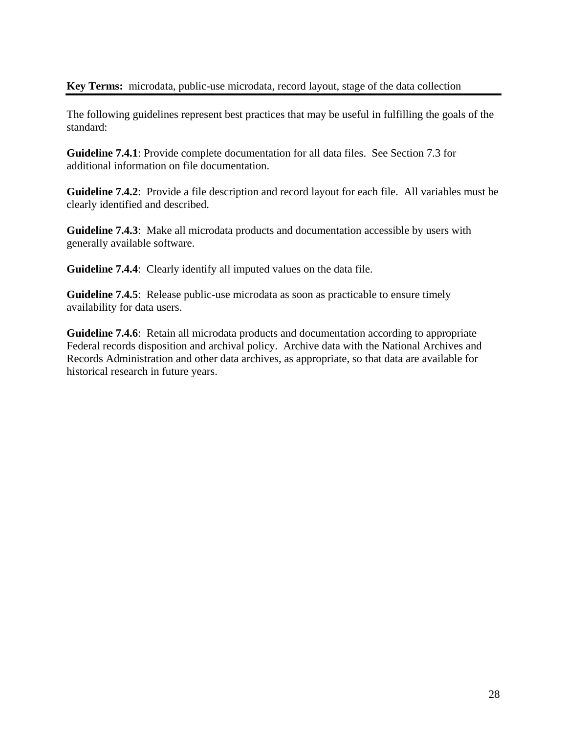**Key Terms:** microdata, public-use microdata, record layout, stage of the data collection

---

The following guidelines represent best practices that may be useful in fulfilling the goals of the standard:

**Guideline 7.4.1**: Provide complete documentation for all data files. See Section 7.3 for additional information on file documentation.

**Guideline 7.4.2**: Provide a file description and record layout for each file. All variables must be clearly identified and described.

**Guideline 7.4.3**: Make all microdata products and documentation accessible by users with generally available software.

**Guideline 7.4.4**: Clearly identify all imputed values on the data file.

**Guideline 7.4.5**: Release public-use microdata as soon as practicable to ensure timely availability for data users.

**Guideline 7.4.6**: Retain all microdata products and documentation according to appropriate Federal records disposition and archival policy. Archive data with the National Archives and Records Administration and other data archives, as appropriate, so that data are available for historical research in future years.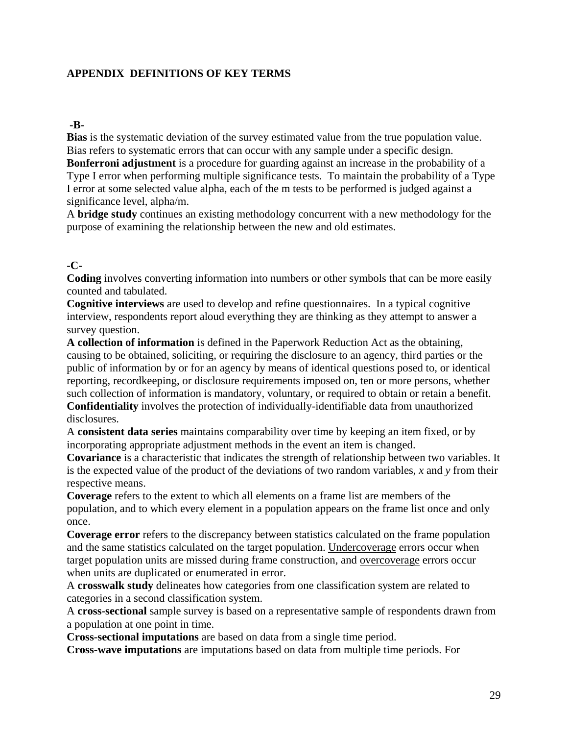## APPENDIX DEFINITIONS OF KEY TERMS

**-B-**

**Bias** is the systematic deviation of the survey estimated value from the true population value. Bias refers to systematic errors that can occur with any sample under a specific design.

**Bonferroni adjustment** is a procedure for guarding against an increase in the probability of a Type I error when performing multiple significance tests. To maintain the probability of a Type I error at some selected value alpha, each of the m tests to be performed is judged against a significance level, alpha/m.

A **bridge study** continues an existing methodology concurrent with a new methodology for the purpose of examining the relationship between the new and old estimates.

**-C-**

**Coding** involves converting information into numbers or other symbols that can be more easily counted and tabulated.

**Cognitive interviews** are used to develop and refine questionnaires. In a typical cognitive interview, respondents report aloud everything they are thinking as they attempt to answer a survey question.

**A collection of information** is defined in the Paperwork Reduction Act as the obtaining, causing to be obtained, soliciting, or requiring the disclosure to an agency, third parties or the public of information by or for an agency by means of identical questions posed to, or identical reporting, recordkeeping, or disclosure requirements imposed on, ten or more persons, whether such collection of information is mandatory, voluntary, or required to obtain or retain a benefit.

**Confidentiality** involves the protection of individually-identifiable data from unauthorized disclosures.

A **consistent data series** maintains comparability over time by keeping an item fixed, or by incorporating appropriate adjustment methods in the event an item is changed.

**Covariance** is a characteristic that indicates the strength of relationship between two variables. It is the expected value of the product of the deviations of two random variables, $x$ and $y$ from their respective means.

**Coverage** refers to the extent to which all elements on a frame list are members of the population, and to which every element in a population appears on the frame list once and only once.

**Coverage error** refers to the discrepancy between statistics calculated on the frame population and the same statistics calculated on the target population. Undercoverage errors occur when target population units are missed during frame construction, and overcoverage errors occur when units are duplicated or enumerated in error.

A **crosswalk study** delineates how categories from one classification system are related to categories in a second classification system.

A **cross-sectional** sample survey is based on a representative sample of respondents drawn from a population at one point in time.

**Cross-sectional imputations** are based on data from a single time period.

**Cross-wave imputations** are imputations based on data from multiple time periods. For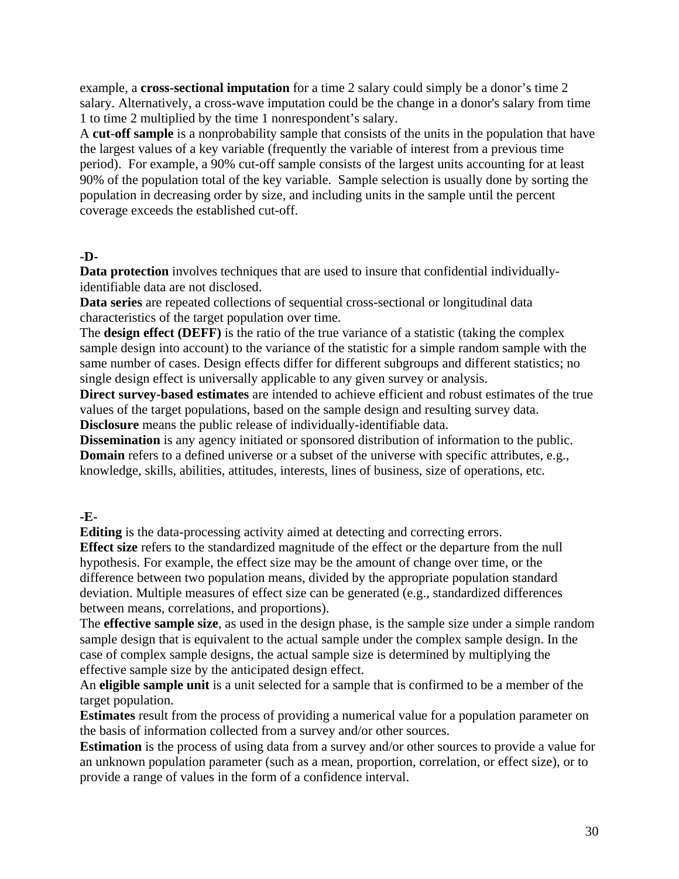example, a **cross-sectional imputation** for a time 2 salary could simply be a donor's time 2 salary. Alternatively, a cross-wave imputation could be the change in a donor's salary from time 1 to time 2 multiplied by the time 1 nonrespondent's salary.

A **cut-off sample** is a nonprobability sample that consists of the units in the population that have the largest values of a key variable (frequently the variable of interest from a previous time period). For example, a 90% cut-off sample consists of the largest units accounting for at least 90% of the population total of the key variable. Sample selection is usually done by sorting the population in decreasing order by size, and including units in the sample until the percent coverage exceeds the established cut-off.

**-D-**

**Data protection** involves techniques that are used to insure that confidential individually-identifiable data are not disclosed.

**Data series** are repeated collections of sequential cross-sectional or longitudinal data characteristics of the target population over time.

The **design effect (DEFF)** is the ratio of the true variance of a statistic (taking the complex sample design into account) to the variance of the statistic for a simple random sample with the same number of cases. Design effects differ for different subgroups and different statistics; no single design effect is universally applicable to any given survey or analysis.

**Direct survey-based estimates** are intended to achieve efficient and robust estimates of the true values of the target populations, based on the sample design and resulting survey data.

**Disclosure** means the public release of individually-identifiable data.

**Dissemination** is any agency initiated or sponsored distribution of information to the public.

**Domain** refers to a defined universe or a subset of the universe with specific attributes, e.g., knowledge, skills, abilities, attitudes, interests, lines of business, size of operations, etc.

**-E-**

**Editing** is the data-processing activity aimed at detecting and correcting errors.

**Effect size** refers to the standardized magnitude of the effect or the departure from the null hypothesis. For example, the effect size may be the amount of change over time, or the difference between two population means, divided by the appropriate population standard deviation. Multiple measures of effect size can be generated (e.g., standardized differences between means, correlations, and proportions).

The **effective sample size**, as used in the design phase, is the sample size under a simple random sample design that is equivalent to the actual sample under the complex sample design. In the case of complex sample designs, the actual sample size is determined by multiplying the effective sample size by the anticipated design effect.

An **eligible sample unit** is a unit selected for a sample that is confirmed to be a member of the target population.

**Estimates** result from the process of providing a numerical value for a population parameter on the basis of information collected from a survey and/or other sources.

**Estimation** is the process of using data from a survey and/or other sources to provide a value for an unknown population parameter (such as a mean, proportion, correlation, or effect size), or to provide a range of values in the form of a confidence interval.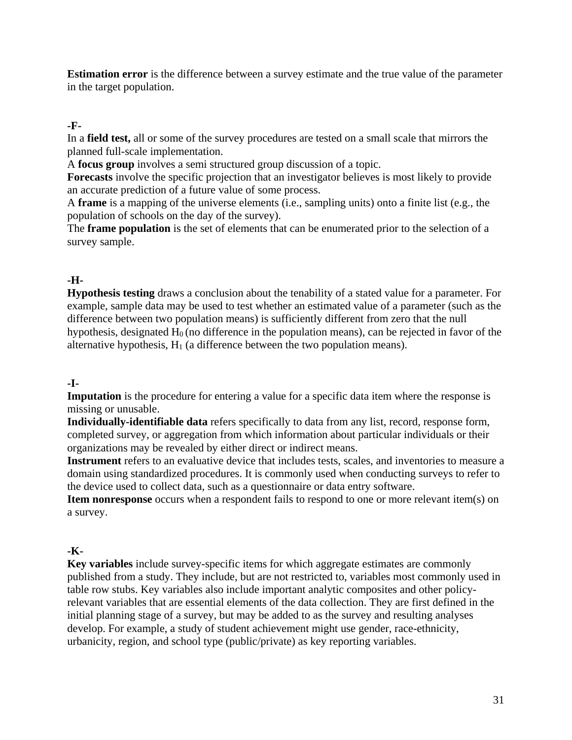**Estimation error** is the difference between a survey estimate and the true value of the parameter in the target population.

**-F-**

In a **field test,** all or some of the survey procedures are tested on a small scale that mirrors the planned full-scale implementation.
A **focus group** involves a semi structured group discussion of a topic.
**Forecasts** involve the specific projection that an investigator believes is most likely to provide an accurate prediction of a future value of some process.
A **frame** is a mapping of the universe elements (i.e., sampling units) onto a finite list (e.g., the population of schools on the day of the survey).
The **frame population** is the set of elements that can be enumerated prior to the selection of a survey sample.

**-H-**

**Hypothesis testing** draws a conclusion about the tenability of a stated value for a parameter. For example, sample data may be used to test whether an estimated value of a parameter (such as the difference between two population means) is sufficiently different from zero that the null hypothesis, designated $H_0$ (no difference in the population means), can be rejected in favor of the alternative hypothesis, $H_1$ (a difference between the two population means).

**-I-**

**Imputation** is the procedure for entering a value for a specific data item where the response is missing or unusable.
**Individually-identifiable data** refers specifically to data from any list, record, response form, completed survey, or aggregation from which information about particular individuals or their organizations may be revealed by either direct or indirect means.
**Instrument** refers to an evaluative device that includes tests, scales, and inventories to measure a domain using standardized procedures. It is commonly used when conducting surveys to refer to the device used to collect data, such as a questionnaire or data entry software.
**Item nonresponse** occurs when a respondent fails to respond to one or more relevant item(s) on a survey.

**-K-**

**Key variables** include survey-specific items for which aggregate estimates are commonly published from a study. They include, but are not restricted to, variables most commonly used in table row stubs. Key variables also include important analytic composites and other policy-relevant variables that are essential elements of the data collection. They are first defined in the initial planning stage of a survey, but may be added to as the survey and resulting analyses develop. For example, a study of student achievement might use gender, race-ethnicity, urbanicity, region, and school type (public/private) as key reporting variables.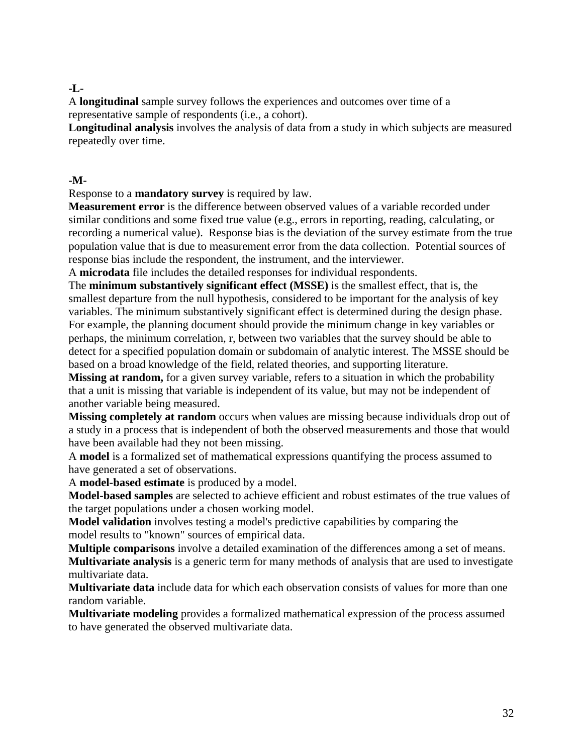**-L-**

A **longitudinal** sample survey follows the experiences and outcomes over time of a representative sample of respondents (i.e., a cohort).

**Longitudinal analysis** involves the analysis of data from a study in which subjects are measured repeatedly over time.

**-M-**

Response to a **mandatory survey** is required by law.

**Measurement error** is the difference between observed values of a variable recorded under similar conditions and some fixed true value (e.g., errors in reporting, reading, calculating, or recording a numerical value). Response bias is the deviation of the survey estimate from the true population value that is due to measurement error from the data collection. Potential sources of response bias include the respondent, the instrument, and the interviewer.

A **microdata** file includes the detailed responses for individual respondents.

The **minimum substantively significant effect (MSSE)** is the smallest effect, that is, the smallest departure from the null hypothesis, considered to be important for the analysis of key variables. The minimum substantively significant effect is determined during the design phase. For example, the planning document should provide the minimum change in key variables or perhaps, the minimum correlation, r, between two variables that the survey should be able to detect for a specified population domain or subdomain of analytic interest. The MSSE should be based on a broad knowledge of the field, related theories, and supporting literature.

**Missing at random,** for a given survey variable, refers to a situation in which the probability that a unit is missing that variable is independent of its value, but may not be independent of another variable being measured.

**Missing completely at random** occurs when values are missing because individuals drop out of a study in a process that is independent of both the observed measurements and those that would have been available had they not been missing.

A **model** is a formalized set of mathematical expressions quantifying the process assumed to have generated a set of observations.

A **model-based estimate** is produced by a model.

**Model-based samples** are selected to achieve efficient and robust estimates of the true values of the target populations under a chosen working model.

**Model validation** involves testing a model's predictive capabilities by comparing the model results to "known" sources of empirical data.

**Multiple comparisons** involve a detailed examination of the differences among a set of means.

**Multivariate analysis** is a generic term for many methods of analysis that are used to investigate multivariate data.

**Multivariate data** include data for which each observation consists of values for more than one random variable.

**Multivariate modeling** provides a formalized mathematical expression of the process assumed to have generated the observed multivariate data.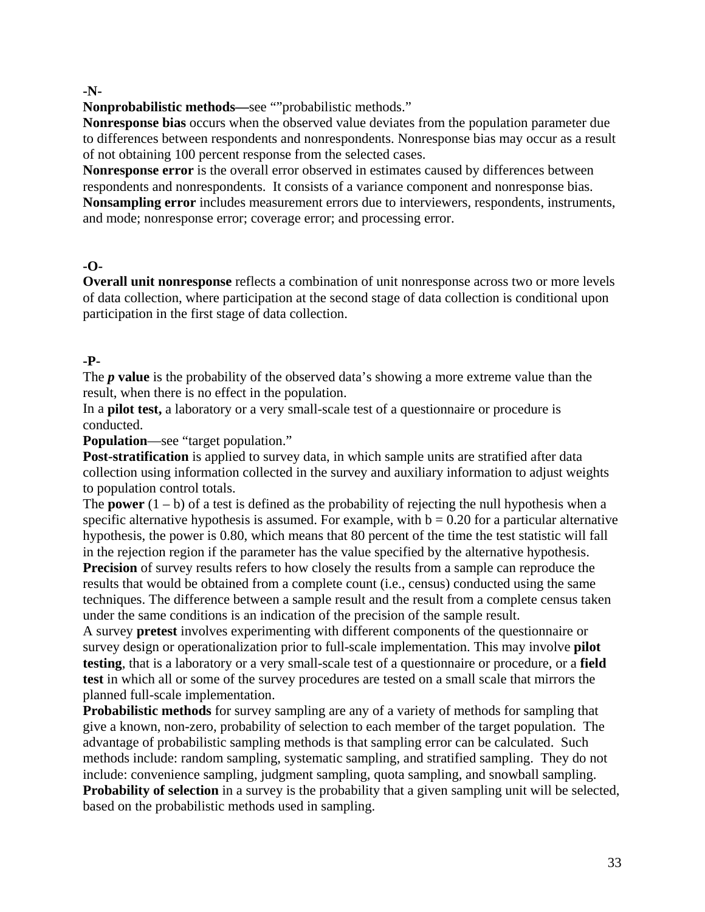**-N-**

**Nonprobabilistic methods—**see “”probabilistic methods.”

**Nonresponse bias** occurs when the observed value deviates from the population parameter due to differences between respondents and nonrespondents. Nonresponse bias may occur as a result of not obtaining 100 percent response from the selected cases.

**Nonresponse error** is the overall error observed in estimates caused by differences between respondents and nonrespondents. It consists of a variance component and nonresponse bias.

**Nonsampling error** includes measurement errors due to interviewers, respondents, instruments, and mode; nonresponse error; coverage error; and processing error.

**-O-**

**Overall unit nonresponse** reflects a combination of unit nonresponse across two or more levels of data collection, where participation at the second stage of data collection is conditional upon participation in the first stage of data collection.

**-P-**

The ***p* value** is the probability of the observed data’s showing a more extreme value than the result, when there is no effect in the population.

In a **pilot test,** a laboratory or a very small-scale test of a questionnaire or procedure is conducted.

**Population**—see “target population.”

**Post-stratification** is applied to survey data, in which sample units are stratified after data collection using information collected in the survey and auxiliary information to adjust weights to population control totals.

The **power** $(1 – b)$ of a test is defined as the probability of rejecting the null hypothesis when a specific alternative hypothesis is assumed. For example, with $b = 0.20$ for a particular alternative hypothesis, the power is 0.80, which means that 80 percent of the time the test statistic will fall in the rejection region if the parameter has the value specified by the alternative hypothesis.

**Precision** of survey results refers to how closely the results from a sample can reproduce the results that would be obtained from a complete count (i.e., census) conducted using the same techniques. The difference between a sample result and the result from a complete census taken under the same conditions is an indication of the precision of the sample result.

A survey **pretest** involves experimenting with different components of the questionnaire or survey design or operationalization prior to full-scale implementation. This may involve **pilot testing**, that is a laboratory or a very small-scale test of a questionnaire or procedure, or a **field test** in which all or some of the survey procedures are tested on a small scale that mirrors the planned full-scale implementation.

**Probabilistic methods** for survey sampling are any of a variety of methods for sampling that give a known, non-zero, probability of selection to each member of the target population. The advantage of probabilistic sampling methods is that sampling error can be calculated. Such methods include: random sampling, systematic sampling, and stratified sampling. They do not include: convenience sampling, judgment sampling, quota sampling, and snowball sampling.

**Probability of selection** in a survey is the probability that a given sampling unit will be selected, based on the probabilistic methods used in sampling.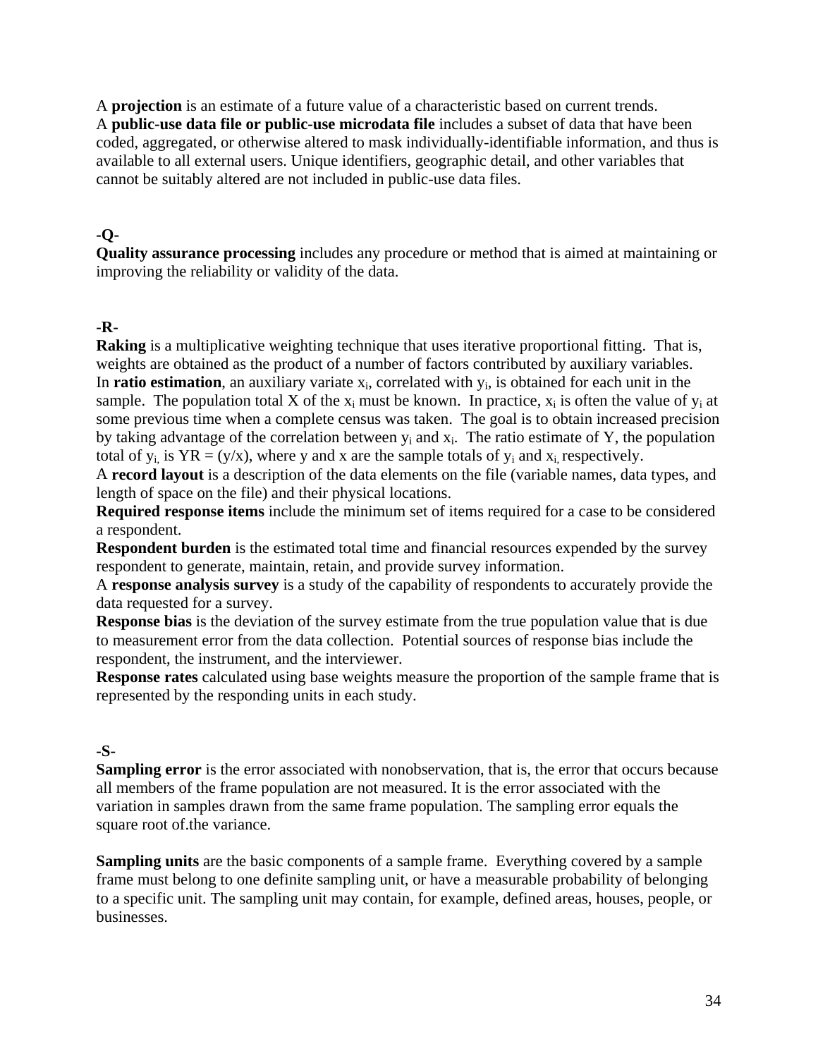A **projection** is an estimate of a future value of a characteristic based on current trends.
A **public-use data file or public-use microdata file** includes a subset of data that have been coded, aggregated, or otherwise altered to mask individually-identifiable information, and thus is available to all external users. Unique identifiers, geographic detail, and other variables that cannot be suitably altered are not included in public-use data files.

**-Q-**

**Quality assurance processing** includes any procedure or method that is aimed at maintaining or improving the reliability or validity of the data.

**-R-**

**Raking** is a multiplicative weighting technique that uses iterative proportional fitting. That is, weights are obtained as the product of a number of factors contributed by auxiliary variables.
In **ratio estimation**, an auxiliary variate $x_i$, correlated with $y_i$, is obtained for each unit in the sample. The population total X of the $x_i$ must be known. In practice, $x_i$ is often the value of $y_i$ at some previous time when a complete census was taken. The goal is to obtain increased precision by taking advantage of the correlation between $y_i$ and $x_i$. The ratio estimate of Y, the population total of $y_i$, is YR = (y/x), where y and x are the sample totals of $y_i$ and $x_i$, respectively.
A **record layout** is a description of the data elements on the file (variable names, data types, and length of space on the file) and their physical locations.
**Required response items** include the minimum set of items required for a case to be considered a respondent.
**Respondent burden** is the estimated total time and financial resources expended by the survey respondent to generate, maintain, retain, and provide survey information.
A **response analysis survey** is a study of the capability of respondents to accurately provide the data requested for a survey.
**Response bias** is the deviation of the survey estimate from the true population value that is due to measurement error from the data collection. Potential sources of response bias include the respondent, the instrument, and the interviewer.
**Response rates** calculated using base weights measure the proportion of the sample frame that is represented by the responding units in each study.

**-S-**

**Sampling error** is the error associated with nonobservation, that is, the error that occurs because all members of the frame population are not measured. It is the error associated with the variation in samples drawn from the same frame population. The sampling error equals the square root of.the variance.

**Sampling units** are the basic components of a sample frame. Everything covered by a sample frame must belong to one definite sampling unit, or have a measurable probability of belonging to a specific unit. The sampling unit may contain, for example, defined areas, houses, people, or businesses.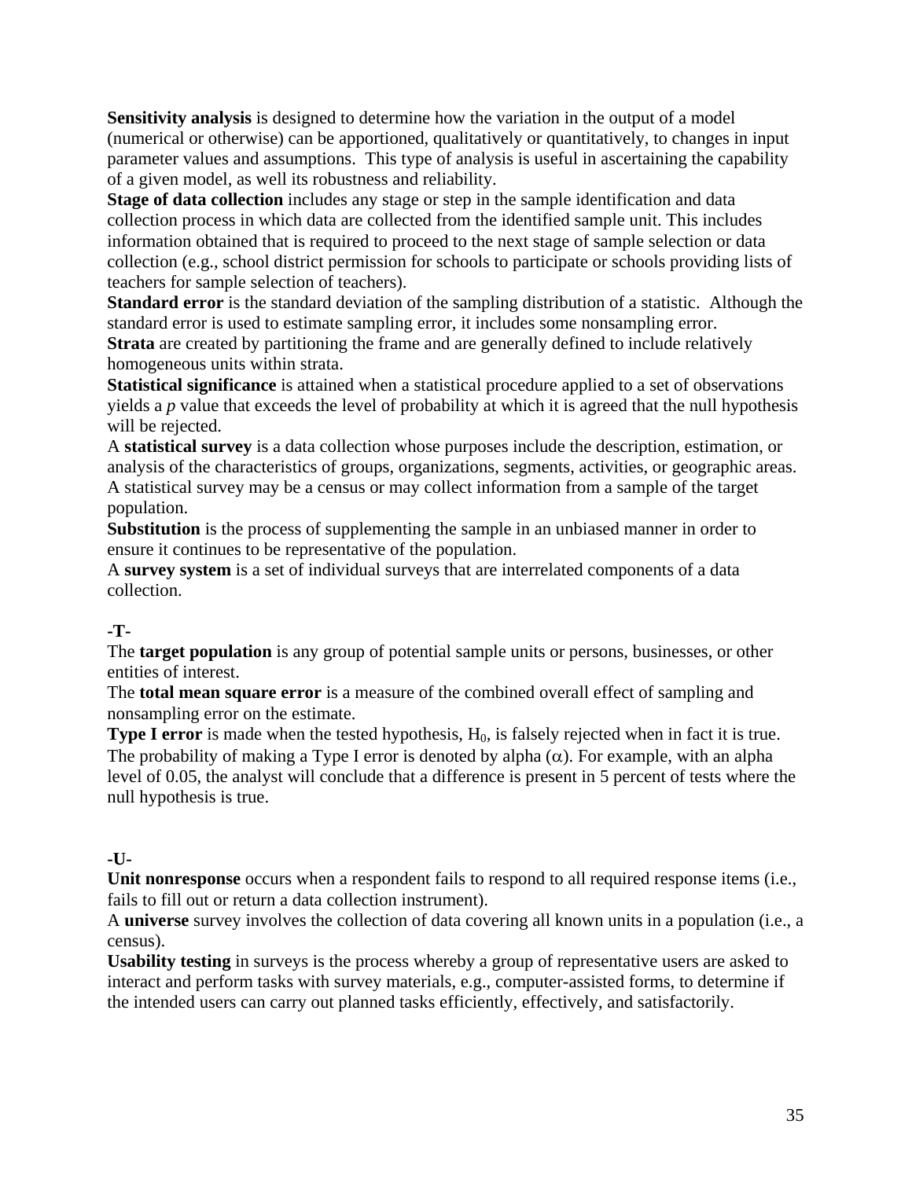**Sensitivity analysis** is designed to determine how the variation in the output of a model (numerical or otherwise) can be apportioned, qualitatively or quantitatively, to changes in input parameter values and assumptions. This type of analysis is useful in ascertaining the capability of a given model, as well its robustness and reliability.

**Stage of data collection** includes any stage or step in the sample identification and data collection process in which data are collected from the identified sample unit. This includes information obtained that is required to proceed to the next stage of sample selection or data collection (e.g., school district permission for schools to participate or schools providing lists of teachers for sample selection of teachers).

**Standard error** is the standard deviation of the sampling distribution of a statistic. Although the standard error is used to estimate sampling error, it includes some nonsampling error.

**Strata** are created by partitioning the frame and are generally defined to include relatively homogeneous units within strata.

**Statistical significance** is attained when a statistical procedure applied to a set of observations yields a *p* value that exceeds the level of probability at which it is agreed that the null hypothesis will be rejected.

A **statistical survey** is a data collection whose purposes include the description, estimation, or analysis of the characteristics of groups, organizations, segments, activities, or geographic areas. A statistical survey may be a census or may collect information from a sample of the target population.

**Substitution** is the process of supplementing the sample in an unbiased manner in order to ensure it continues to be representative of the population.

A **survey system** is a set of individual surveys that are interrelated components of a data collection.

**-T-**

The **target population** is any group of potential sample units or persons, businesses, or other entities of interest.

The **total mean square error** is a measure of the combined overall effect of sampling and nonsampling error on the estimate.

**Type I error** is made when the tested hypothesis, $H_0$, is falsely rejected when in fact it is true. The probability of making a Type I error is denoted by alpha ($\alpha$). For example, with an alpha level of 0.05, the analyst will conclude that a difference is present in 5 percent of tests where the null hypothesis is true.

**-U-**

**Unit nonresponse** occurs when a respondent fails to respond to all required response items (i.e., fails to fill out or return a data collection instrument).

A **universe** survey involves the collection of data covering all known units in a population (i.e., a census).

**Usability testing** in surveys is the process whereby a group of representative users are asked to interact and perform tasks with survey materials, e.g., computer-assisted forms, to determine if the intended users can carry out planned tasks efficiently, effectively, and satisfactorily.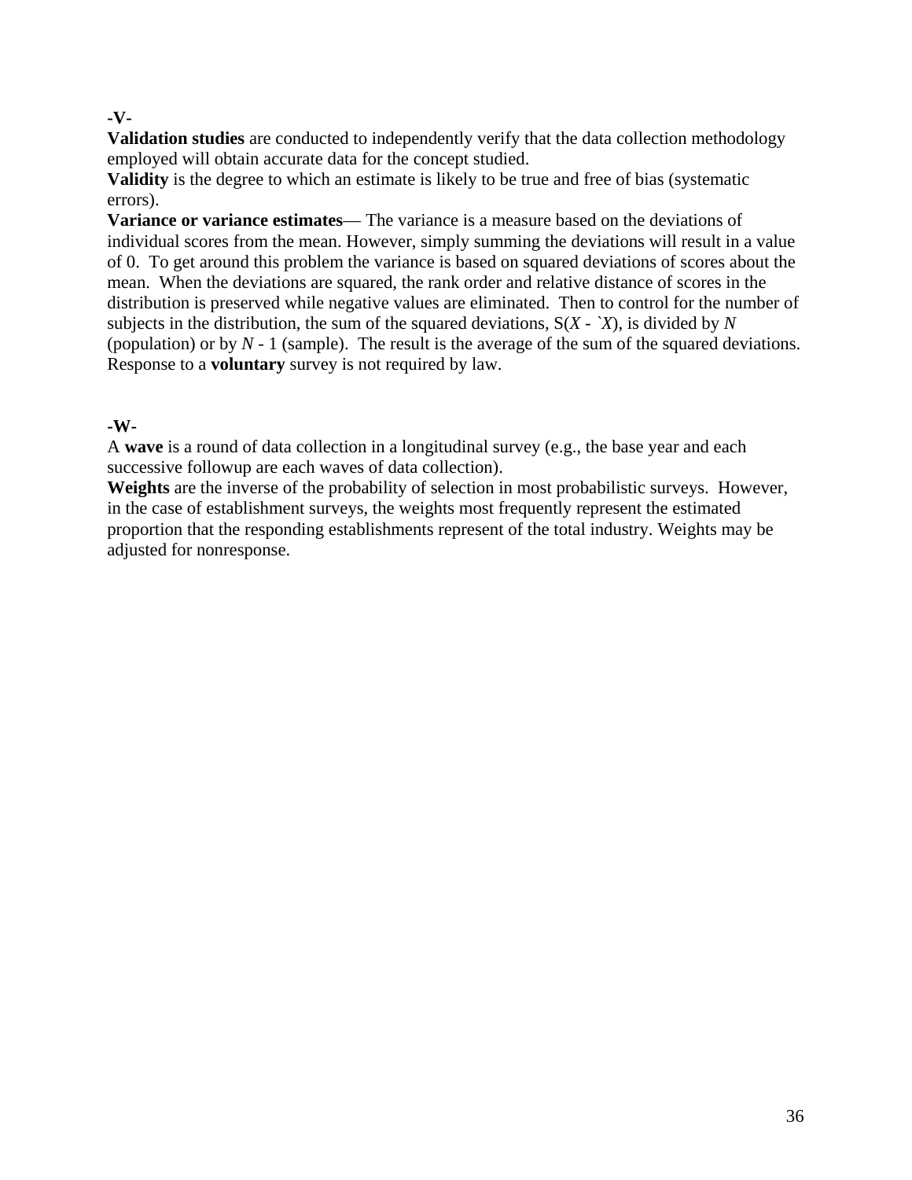**-V-**

**Validation studies** are conducted to independently verify that the data collection methodology employed will obtain accurate data for the concept studied.

**Validity** is the degree to which an estimate is likely to be true and free of bias (systematic errors).

**Variance or variance estimates**— The variance is a measure based on the deviations of individual scores from the mean. However, simply summing the deviations will result in a value of 0. To get around this problem the variance is based on squared deviations of scores about the mean. When the deviations are squared, the rank order and relative distance of scores in the distribution is preserved while negative values are eliminated. Then to control for the number of subjects in the distribution, the sum of the squared deviations, S(*X* - `*X*), is divided by *N* (population) or by *N* - 1 (sample). The result is the average of the sum of the squared deviations.

Response to a **voluntary** survey is not required by law.

**-W-**

A **wave** is a round of data collection in a longitudinal survey (e.g., the base year and each successive followup are each waves of data collection).

**Weights** are the inverse of the probability of selection in most probabilistic surveys. However, in the case of establishment surveys, the weights most frequently represent the estimated proportion that the responding establishments represent of the total industry. Weights may be adjusted for nonresponse.